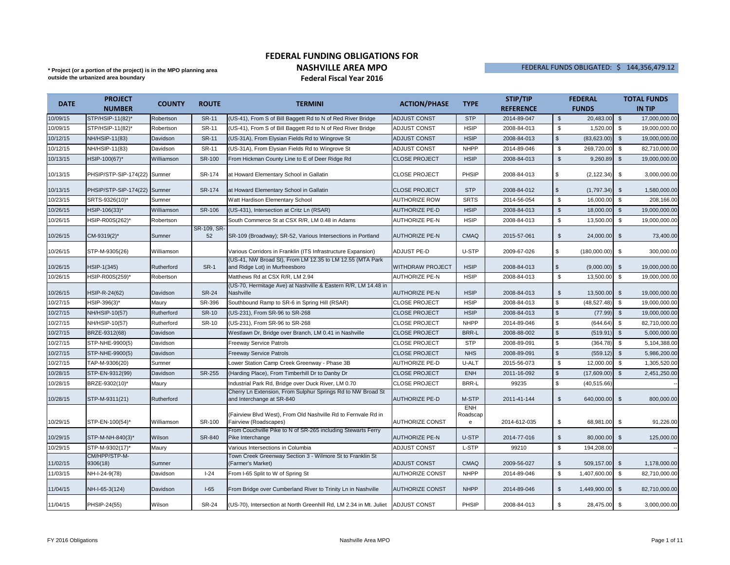# FEDERAL FUNDING OBLIGATIONS FOR
# NASHVILLE AREA MPO
## Federal Fiscal Year 2016

**\* Project (or a portion of the project) is in the MPO planning area outside the urbanized area boundary**

FEDERAL FUNDS OBLIGATED: $ 144,356,479.12

| DATE | PROJECT NUMBER | COUNTY | ROUTE | TERMINI | ACTION/PHASE | TYPE | STIP/TIP REFERENCE | FEDERAL FUNDS | TOTAL FUNDS IN TIP |
|---|---|---|---|---|---|---|---|---|---|
| 10/09/15 | STP/HSIP-11(82)* | Robertson | SR-11 | (US-41), From S of Bill Baggett Rd to N of Red River Bridge | ADJUST CONST | STP | 2014-89-047 | $ 20,483.00 | $ 17,000,000.00 |
| 10/09/15 | STP/HSIP-11(82)* | Robertson | SR-11 | (US-41), From S of Bill Baggett Rd to N of Red River Bridge | ADJUST CONST | HSIP | 2008-84-013 | $ 1,520.00 | $ 19,000,000.00 |
| 10/12/15 | NH/HSIP-11(83) | Davidson | SR-11 | (US-31A), From Elysian Fields Rd to Wingrove St | ADJUST CONST | HSIP | 2008-84-013 | $ (83,623.00) | $ 19,000,000.00 |
| 10/12/15 | NH/HSIP-11(83) | Davidson | SR-11 | (US-31A), From Elysian Fields Rd to Wingrove St | ADJUST CONST | NHPP | 2014-89-046 | $ 269,720.00 | $ 82,710,000.00 |
| 10/13/15 | HSIP-100(67)* | Williamson | SR-100 | From Hickman County Line to E of Deer Ridge Rd | CLOSE PROJECT | HSIP | 2008-84-013 | $ 9,260.89 | $ 19,000,000.00 |
| 10/13/15 | PHSIP/STP-SIP-174(22) | Sumner | SR-174 | at Howard Elementary School in Gallatin | CLOSE PROJECT | PHSIP | 2008-84-013 | $ (2,122.34) | $ 3,000,000.00 |
| 10/13/15 | PHSIP/STP-SIP-174(22) | Sumner | SR-174 | at Howard Elementary School in Gallatin | CLOSE PROJECT | STP | 2008-84-012 | $ (1,797.34) | $ 1,580,000.00 |
| 10/23/15 | SRTS-9326(10)* | Sumner | | Watt Hardison Elementary School | AUTHORIZE ROW | SRTS | 2014-56-054 | $ 16,000.00 | $ 208,166.00 |
| 10/26/15 | HSIP-106(33)* | Williamson | SR-106 | (US-431), Intersection at Critz Ln (RSAR) | AUTHORIZE PE-D | HSIP | 2008-84-013 | $ 18,000.00 | $ 19,000,000.00 |
| 10/26/15 | HSIP-R00S(262)* | Robertson | | South Commerce St at CSX R/R, LM 0.48 in Adams | AUTHORIZE PE-N | HSIP | 2008-84-013 | $ 13,500.00 | $ 19,000,000.00 |
| 10/26/15 | CM-9319(2)* | Sumner | SR-109, SR-52 | SR-109 (Broadway); SR-52, Various Intersections in Portland | AUTHORIZE PE-N | CMAQ | 2015-57-061 | $ 24,000.00 | $ 73,400.00 |
| 10/26/15 | STP-M-9305(26) | Williamson | | Various Corridors in Franklin (ITS Infrastructure Expansion) | ADJUST PE-D | U-STP | 2009-67-026 | $ (180,000.00) | $ 300,000.00 |
| 10/26/15 | HSIP-1(345) | Rutherford | SR-1 | (US-41, NW Broad St), From LM 12.35 to LM 12.55 (MTA Park and Ridge Lot) in Murfreesboro | WITHDRAW PROJECT | HSIP | 2008-84-013 | $ (9,000.00) | $ 19,000,000.00 |
| 10/26/15 | HSIP-R00S(259)* | Robertson | | Matthews Rd at CSX R/R, LM 2.94 | AUTHORIZE PE-N | HSIP | 2008-84-013 | $ 13,500.00 | $ 19,000,000.00 |
| 10/26/15 | HSIP-R-24(62) | Davidson | SR-24 | (US-70, Hermitage Ave) at Nashville & Eastern R/R, LM 14.48 in Nashville | AUTHORIZE PE-N | HSIP | 2008-84-013 | $ 13,500.00 | $ 19,000,000.00 |
| 10/27/15 | HSIP-396(3)* | Maury | SR-396 | Southbound Ramp to SR-6 in Spring Hill (RSAR) | CLOSE PROJECT | HSIP | 2008-84-013 | $ (48,527.48) | $ 19,000,000.00 |
| 10/27/15 | NH/HSIP-10(57) | Rutherford | SR-10 | (US-231), From SR-96 to SR-268 | CLOSE PROJECT | HSIP | 2008-84-013 | $ (77.99) | $ 19,000,000.00 |
| 10/27/15 | NH/HSIP-10(57) | Rutherford | SR-10 | (US-231), From SR-96 to SR-268 | CLOSE PROJECT | NHPP | 2014-89-046 | $ (644.64) | $ 82,710,000.00 |
| 10/27/15 | BRZE-9312(68) | Davidson | | Westlawn Dr, Bridge over Branch, LM 0.41 in Nashville | CLOSE PROJECT | BRR-L | 2008-88-002 | $ (519.91) | $ 5,000,000.00 |
| 10/27/15 | STP-NHE-9900(5) | Davidson | | Freeway Service Patrols | CLOSE PROJECT | STP | 2008-89-091 | $ (364.78) | $ 5,104,388.00 |
| 10/27/15 | STP-NHE-9900(5) | Davidson | | Freeway Service Patrols | CLOSE PROJECT | NHS | 2008-89-091 | $ (559.12) | $ 5,986,200.00 |
| 10/27/15 | TAP-M-9306(20) | Sumner | | Lower Station Camp Creek Greenway - Phase 3B | AUTHORIZE PE-D | U-ALT | 2015-56-073 | $ 12,000.00 | $ 1,305,520.00 |
| 10/28/15 | STP-EN-9312(99) | Davidson | SR-255 | (Harding Place), From Timberhill Dr to Danby Dr | CLOSE PROJECT | ENH | 2011-16-092 | $ (17,609.00) | $ 2,451,250.00 |
| 10/28/15 | BRZE-9302(10)* | Maury | | Industrial Park Rd, Bridge over Duck River, LM 0.70 | CLOSE PROJECT | BRR-L | 99235 | $ (40,515.66) | -- |
| 10/28/15 | STP-M-9311(21) | Rutherford | | Cherry Ln Extension, From Sulphur Springs Rd to NW Broad St and Interchange at SR-840 | AUTHORIZE PE-D | M-STP | 2011-41-144 | $ 640,000.00 | $ 800,000.00 |
| 10/29/15 | STP-EN-100(54)* | Williamson | SR-100 | (Fairview Blvd West), From Old Nashville Rd to Fernvale Rd in Fairview (Roadscapes) | AUTHORIZE CONST | ENH Roadscape | 2014-612-035 | $ 68,981.00 | $ 91,226.00 |
| 10/29/15 | STP-M-NH-840(3)* | Wilson | SR-840 | From Couchville Pike to N of SR-265 including Stewarts Ferry Pike Interchange | AUTHORIZE PE-N | U-STP | 2014-77-016 | $ 80,000.00 | $ 125,000.00 |
| 10/29/15 | STP-M-9302(17)* | Maury | | Various Intersections in Columbia | ADJUST CONST | L-STP | 99210 | $ 194,208.00 | -- |
| 11/02/15 | CM/HPP/STP-M-9306(18) | Sumner | | Town Creek Greenway Section 3 - Wilmore St to Franklin St (Farmer's Market) | ADJUST CONST | CMAQ | 2009-56-027 | $ 509,157.00 | $ 1,178,000.00 |
| 11/03/15 | NH-I-24-9(78) | Davidson | I-24 | From I-65 Split to W of Spring St | AUTHORIZE CONST | NHPP | 2014-89-046 | $ 1,407,600.00 | $ 82,710,000.00 |
| 11/04/15 | NH-I-65-3(124) | Davidson | I-65 | From Bridge over Cumberland River to Trinity Ln in Nashville | AUTHORIZE CONST | NHPP | 2014-89-046 | $ 1,449,900.00 | $ 82,710,000.00 |
| 11/04/15 | PHSIP-24(55) | Wilson | SR-24 | (US-70), Intersection at North Greenhill Rd, LM 2.34 in Mt. Juliet | ADJUST CONST | PHSIP | 2008-84-013 | $ 28,475.00 | $ 3,000,000.00 |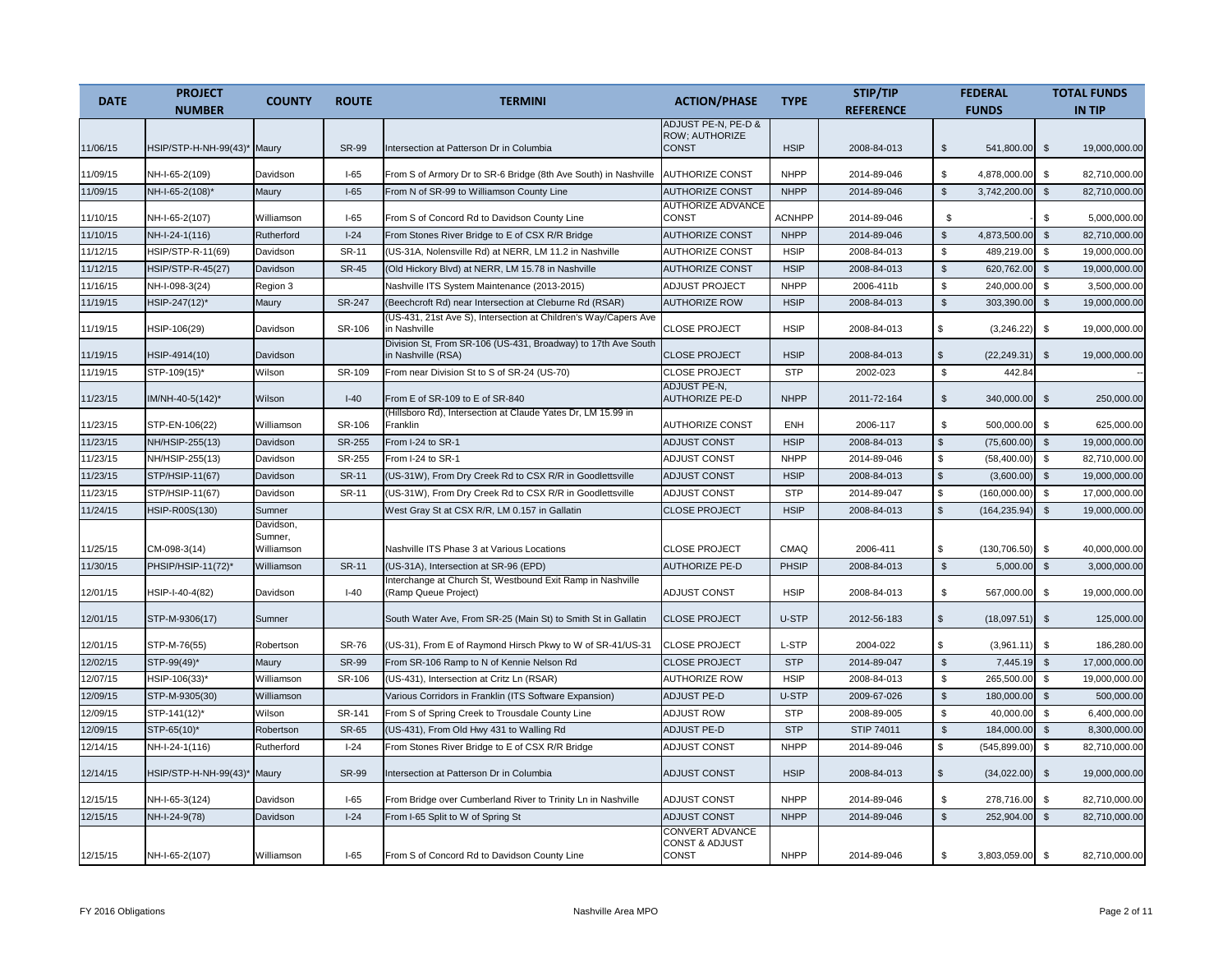| DATE | PROJECT NUMBER | COUNTY | ROUTE | TERMINI | ACTION/PHASE | TYPE | STIP/TIP REFERENCE | FEDERAL FUNDS | TOTAL FUNDS IN TIP |
|---|---|---|---|---|---|---|---|---|---|
| 11/06/15 | HSIP/STP-H-NH-99(43)* | Maury | SR-99 | Intersection at Patterson Dr in Columbia | ADJUST PE-N, PE-D & ROW; AUTHORIZE CONST | HSIP | 2008-84-013 | $ 541,800.00 | $ 19,000,000.00 |
| 11/09/15 | NH-I-65-2(109) | Davidson | I-65 | From S of Armory Dr to SR-6 Bridge (8th Ave South) in Nashville | AUTHORIZE CONST | NHPP | 2014-89-046 | $ 4,878,000.00 | $ 82,710,000.00 |
| 11/09/15 | NH-I-65-2(108)* | Maury | I-65 | From N of SR-99 to Williamson County Line | AUTHORIZE CONST | NHPP | 2014-89-046 | $ 3,742,200.00 | $ 82,710,000.00 |
| 11/10/15 | NH-I-65-2(107) | Williamson | I-65 | From S of Concord Rd to Davidson County Line | AUTHORIZE ADVANCE CONST | ACNHPP | 2014-89-046 | $ - | $ 5,000,000.00 |
| 11/10/15 | NH-I-24-1(116) | Rutherford | I-24 | From Stones River Bridge to E of CSX R/R Bridge | AUTHORIZE CONST | NHPP | 2014-89-046 | $ 4,873,500.00 | $ 82,710,000.00 |
| 11/12/15 | HSIP/STP-R-11(69) | Davidson | SR-11 | (US-31A, Nolensville Rd) at NERR, LM 11.2 in Nashville | AUTHORIZE CONST | HSIP | 2008-84-013 | $ 489,219.00 | $ 19,000,000.00 |
| 11/12/15 | HSIP/STP-R-45(27) | Davidson | SR-45 | (Old Hickory Blvd) at NERR, LM 15.78 in Nashville | AUTHORIZE CONST | HSIP | 2008-84-013 | $ 620,762.00 | $ 19,000,000.00 |
| 11/16/15 | NH-I-098-3(24) | Region 3 | | Nashville ITS System Maintenance (2013-2015) | ADJUST PROJECT | NHPP | 2006-411b | $ 240,000.00 | $ 3,500,000.00 |
| 11/19/15 | HSIP-247(12)* | Maury | SR-247 | (Beechcroft Rd) near Intersection at Cleburne Rd (RSAR) | AUTHORIZE ROW | HSIP | 2008-84-013 | $ 303,390.00 | $ 19,000,000.00 |
| 11/19/15 | HSIP-106(29) | Davidson | SR-106 | (US-431, 21st Ave S), Intersection at Children's Way/Capers Ave in Nashville | CLOSE PROJECT | HSIP | 2008-84-013 | $ (3,246.22) | $ 19,000,000.00 |
| 11/19/15 | HSIP-4914(10) | Davidson | | Division St, From SR-106 (US-431, Broadway) to 17th Ave South in Nashville (RSA) | CLOSE PROJECT | HSIP | 2008-84-013 | $ (22,249.31) | $ 19,000,000.00 |
| 11/19/15 | STP-109(15)* | Wilson | SR-109 | From near Division St to S of SR-24 (US-70) | CLOSE PROJECT | STP | 2002-023 | $ 442.84 | -- |
| 11/23/15 | IM/NH-40-5(142)* | Wilson | I-40 | From E of SR-109 to E of SR-840 | ADJUST PE-N, AUTHORIZE PE-D | NHPP | 2011-72-164 | $ 340,000.00 | $ 250,000.00 |
| 11/23/15 | STP-EN-106(22) | Williamson | SR-106 | (Hillsboro Rd), Intersection at Claude Yates Dr, LM 15.99 in Franklin | AUTHORIZE CONST | ENH | 2006-117 | $ 500,000.00 | $ 625,000.00 |
| 11/23/15 | NH/HSIP-255(13) | Davidson | SR-255 | From I-24 to SR-1 | ADJUST CONST | HSIP | 2008-84-013 | $ (75,600.00) | $ 19,000,000.00 |
| 11/23/15 | NH/HSIP-255(13) | Davidson | SR-255 | From I-24 to SR-1 | ADJUST CONST | NHPP | 2014-89-046 | $ (58,400.00) | $ 82,710,000.00 |
| 11/23/15 | STP/HSIP-11(67) | Davidson | SR-11 | (US-31W), From Dry Creek Rd to CSX R/R in Goodlettsville | ADJUST CONST | HSIP | 2008-84-013 | $ (3,600.00) | $ 19,000,000.00 |
| 11/23/15 | STP/HSIP-11(67) | Davidson | SR-11 | (US-31W), From Dry Creek Rd to CSX R/R in Goodlettsville | ADJUST CONST | STP | 2014-89-047 | $ (160,000.00) | $ 17,000,000.00 |
| 11/24/15 | HSIP-R00S(130) | Sumner | | West Gray St at CSX R/R, LM 0.157 in Gallatin | CLOSE PROJECT | HSIP | 2008-84-013 | $ (164,235.94) | $ 19,000,000.00 |
| 11/25/15 | CM-098-3(14) | Davidson, Sumner, Williamson | | Nashville ITS Phase 3 at Various Locations | CLOSE PROJECT | CMAQ | 2006-411 | $ (130,706.50) | $ 40,000,000.00 |
| 11/30/15 | PHSIP/HSIP-11(72)* | Williamson | SR-11 | (US-31A), Intersection at SR-96 (EPD) | AUTHORIZE PE-D | PHSIP | 2008-84-013 | $ 5,000.00 | $ 3,000,000.00 |
| 12/01/15 | HSIP-I-40-4(82) | Davidson | I-40 | Interchange at Church St, Westbound Exit Ramp in Nashville (Ramp Queue Project) | ADJUST CONST | HSIP | 2008-84-013 | $ 567,000.00 | $ 19,000,000.00 |
| 12/01/15 | STP-M-9306(17) | Sumner | | South Water Ave, From SR-25 (Main St) to Smith St in Gallatin | CLOSE PROJECT | U-STP | 2012-56-183 | $ (18,097.51) | $ 125,000.00 |
| 12/01/15 | STP-M-76(55) | Robertson | SR-76 | (US-31), From E of Raymond Hirsch Pkwy to W of SR-41/US-31 | CLOSE PROJECT | L-STP | 2004-022 | $ (3,961.11) | $ 186,280.00 |
| 12/02/15 | STP-99(49)* | Maury | SR-99 | From SR-106 Ramp to N of Kennie Nelson Rd | CLOSE PROJECT | STP | 2014-89-047 | $ 7,445.19 | $ 17,000,000.00 |
| 12/07/15 | HSIP-106(33)* | Williamson | SR-106 | (US-431), Intersection at Critz Ln (RSAR) | AUTHORIZE ROW | HSIP | 2008-84-013 | $ 265,500.00 | $ 19,000,000.00 |
| 12/09/15 | STP-M-9305(30) | Williamson | | Various Corridors in Franklin (ITS Software Expansion) | ADJUST PE-D | U-STP | 2009-67-026 | $ 180,000.00 | $ 500,000.00 |
| 12/09/15 | STP-141(12)* | Wilson | SR-141 | From S of Spring Creek to Trousdale County Line | ADJUST ROW | STP | 2008-89-005 | $ 40,000.00 | $ 6,400,000.00 |
| 12/09/15 | STP-65(10)* | Robertson | SR-65 | (US-431), From Old Hwy 431 to Walling Rd | ADJUST PE-D | STP | STIP 74011 | $ 184,000.00 | $ 8,300,000.00 |
| 12/14/15 | NH-I-24-1(116) | Rutherford | I-24 | From Stones River Bridge to E of CSX R/R Bridge | ADJUST CONST | NHPP | 2014-89-046 | $ (545,899.00) | $ 82,710,000.00 |
| 12/14/15 | HSIP/STP-H-NH-99(43)* | Maury | SR-99 | Intersection at Patterson Dr in Columbia | ADJUST CONST | HSIP | 2008-84-013 | $ (34,022.00) | $ 19,000,000.00 |
| 12/15/15 | NH-I-65-3(124) | Davidson | I-65 | From Bridge over Cumberland River to Trinity Ln in Nashville | ADJUST CONST | NHPP | 2014-89-046 | $ 278,716.00 | $ 82,710,000.00 |
| 12/15/15 | NH-I-24-9(78) | Davidson | I-24 | From I-65 Split to W of Spring St | ADJUST CONST | NHPP | 2014-89-046 | $ 252,904.00 | $ 82,710,000.00 |
| 12/15/15 | NH-I-65-2(107) | Williamson | I-65 | From S of Concord Rd to Davidson County Line | CONVERT ADVANCE CONST & ADJUST CONST | NHPP | 2014-89-046 | $ 3,803,059.00 | $ 82,710,000.00 |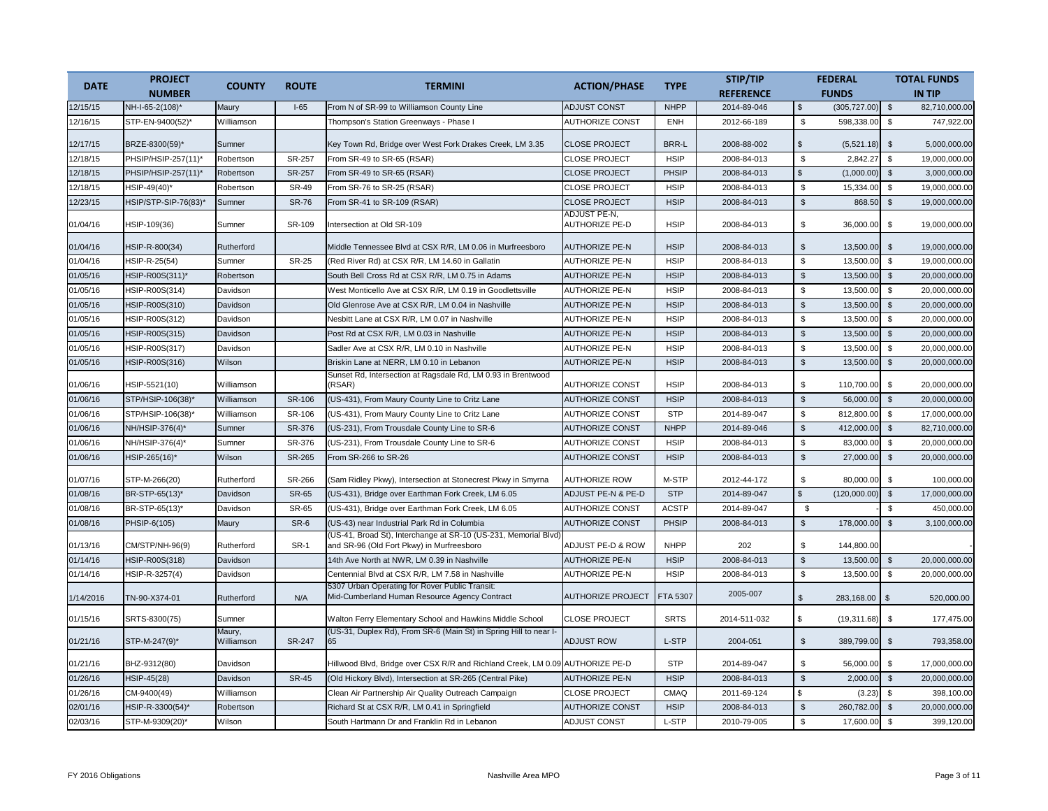| DATE | PROJECT NUMBER | COUNTY | ROUTE | TERMINI | ACTION/PHASE | TYPE | STIP/TIP REFERENCE | FEDERAL FUNDS | TOTAL FUNDS IN TIP |
|---|---|---|---|---|---|---|---|---|---|
| 12/15/15 | NH-I-65-2(108)* | Maury | I-65 | From N of SR-99 to Williamson County Line | ADJUST CONST | NHPP | 2014-89-046 | $ (305,727.00) | $ 82,710,000.00 |
| 12/16/15 | STP-EN-9400(52)* | Williamson | | Thompson's Station Greenways - Phase I | AUTHORIZE CONST | ENH | 2012-66-189 | $ 598,338.00 | $ 747,922.00 |
| 12/17/15 | BRZE-8300(59)* | Sumner | | Key Town Rd, Bridge over West Fork Drakes Creek, LM 3.35 | CLOSE PROJECT | BRR-L | 2008-88-002 | $ (5,521.18) | $ 5,000,000.00 |
| 12/18/15 | PHSIP/HSIP-257(11)* | Robertson | SR-257 | From SR-49 to SR-65 (RSAR) | CLOSE PROJECT | HSIP | 2008-84-013 | $ 2,842.27 | $ 19,000,000.00 |
| 12/18/15 | PHSIP/HSIP-257(11)* | Robertson | SR-257 | From SR-49 to SR-65 (RSAR) | CLOSE PROJECT | PHSIP | 2008-84-013 | $ (1,000.00) | $ 3,000,000.00 |
| 12/18/15 | HSIP-49(40)* | Robertson | SR-49 | From SR-76 to SR-25 (RSAR) | CLOSE PROJECT | HSIP | 2008-84-013 | $ 15,334.00 | $ 19,000,000.00 |
| 12/23/15 | HSIP/STP-SIP-76(83)* | Sumner | SR-76 | From SR-41 to SR-109 (RSAR) | CLOSE PROJECT | HSIP | 2008-84-013 | $ 868.50 | $ 19,000,000.00 |
| 01/04/16 | HSIP-109(36) | Sumner | SR-109 | Intersection at Old SR-109 | ADJUST PE-N, AUTHORIZE PE-D | HSIP | 2008-84-013 | $ 36,000.00 | $ 19,000,000.00 |
| 01/04/16 | HSIP-R-800(34) | Rutherford | | Middle Tennessee Blvd at CSX R/R, LM 0.06 in Murfreesboro | AUTHORIZE PE-N | HSIP | 2008-84-013 | $ 13,500.00 | $ 19,000,000.00 |
| 01/04/16 | HSIP-R-25(54) | Sumner | SR-25 | (Red River Rd) at CSX R/R, LM 14.60 in Gallatin | AUTHORIZE PE-N | HSIP | 2008-84-013 | $ 13,500.00 | $ 19,000,000.00 |
| 01/05/16 | HSIP-R00S(311)* | Robertson | | South Bell Cross Rd at CSX R/R, LM 0.75 in Adams | AUTHORIZE PE-N | HSIP | 2008-84-013 | $ 13,500.00 | $ 20,000,000.00 |
| 01/05/16 | HSIP-R00S(314) | Davidson | | West Monticello Ave at CSX R/R, LM 0.19 in Goodlettsville | AUTHORIZE PE-N | HSIP | 2008-84-013 | $ 13,500.00 | $ 20,000,000.00 |
| 01/05/16 | HSIP-R00S(310) | Davidson | | Old Glenrose Ave at CSX R/R, LM 0.04 in Nashville | AUTHORIZE PE-N | HSIP | 2008-84-013 | $ 13,500.00 | $ 20,000,000.00 |
| 01/05/16 | HSIP-R00S(312) | Davidson | | Nesbitt Lane at CSX R/R, LM 0.07 in Nashville | AUTHORIZE PE-N | HSIP | 2008-84-013 | $ 13,500.00 | $ 20,000,000.00 |
| 01/05/16 | HSIP-R00S(315) | Davidson | | Post Rd at CSX R/R, LM 0.03 in Nashville | AUTHORIZE PE-N | HSIP | 2008-84-013 | $ 13,500.00 | $ 20,000,000.00 |
| 01/05/16 | HSIP-R00S(317) | Davidson | | Sadler Ave at CSX R/R, LM 0.10 in Nashville | AUTHORIZE PE-N | HSIP | 2008-84-013 | $ 13,500.00 | $ 20,000,000.00 |
| 01/05/16 | HSIP-R00S(316) | Wilson | | Briskin Lane at NERR, LM 0.10 in Lebanon | AUTHORIZE PE-N | HSIP | 2008-84-013 | $ 13,500.00 | $ 20,000,000.00 |
| 01/06/16 | HSIP-5521(10) | Williamson | | Sunset Rd, Intersection at Ragsdale Rd, LM 0.93 in Brentwood (RSAR) | AUTHORIZE CONST | HSIP | 2008-84-013 | $ 110,700.00 | $ 20,000,000.00 |
| 01/06/16 | STP/HSIP-106(38)* | Williamson | SR-106 | (US-431), From Maury County Line to Critz Lane | AUTHORIZE CONST | HSIP | 2008-84-013 | $ 56,000.00 | $ 20,000,000.00 |
| 01/06/16 | STP/HSIP-106(38)* | Williamson | SR-106 | (US-431), From Maury County Line to Critz Lane | AUTHORIZE CONST | STP | 2014-89-047 | $ 812,800.00 | $ 17,000,000.00 |
| 01/06/16 | NH/HSIP-376(4)* | Sumner | SR-376 | (US-231), From Trousdale County Line to SR-6 | AUTHORIZE CONST | NHPP | 2014-89-046 | $ 412,000.00 | $ 82,710,000.00 |
| 01/06/16 | NH/HSIP-376(4)* | Sumner | SR-376 | (US-231), From Trousdale County Line to SR-6 | AUTHORIZE CONST | HSIP | 2008-84-013 | $ 83,000.00 | $ 20,000,000.00 |
| 01/06/16 | HSIP-265(16)* | Wilson | SR-265 | From SR-266 to SR-26 | AUTHORIZE CONST | HSIP | 2008-84-013 | $ 27,000.00 | $ 20,000,000.00 |
| 01/07/16 | STP-M-266(20) | Rutherford | SR-266 | (Sam Ridley Pkwy), Intersection at Stonecrest Pkwy in Smyrna | AUTHORIZE ROW | M-STP | 2012-44-172 | $ 80,000.00 | $ 100,000.00 |
| 01/08/16 | BR-STP-65(13)* | Davidson | SR-65 | (US-431), Bridge over Earthman Fork Creek, LM 6.05 | ADJUST PE-N & PE-D | STP | 2014-89-047 | $ (120,000.00) | $ 17,000,000.00 |
| 01/08/16 | BR-STP-65(13)* | Davidson | SR-65 | (US-431), Bridge over Earthman Fork Creek, LM 6.05 | AUTHORIZE CONST | ACSTP | 2014-89-047 | $ - | $ 450,000.00 |
| 01/08/16 | PHSIP-6(105) | Maury | SR-6 | (US-43) near Industrial Park Rd in Columbia | AUTHORIZE CONST | PHSIP | 2008-84-013 | $ 178,000.00 | $ 3,100,000.00 |
| 01/13/16 | CM/STP/NH-96(9) | Rutherford | SR-1 | (US-41, Broad St), Interchange at SR-10 (US-231, Memorial Blvd) and SR-96 (Old Fort Pkwy) in Murfreesboro | ADJUST PE-D & ROW | NHPP | 202 | $ 144,800.00 | - |
| 01/14/16 | HSIP-R00S(318) | Davidson | | 14th Ave North at NWR, LM 0.39 in Nashville | AUTHORIZE PE-N | HSIP | 2008-84-013 | $ 13,500.00 | $ 20,000,000.00 |
| 01/14/16 | HSIP-R-3257(4) | Davidson | | Centennial Blvd at CSX R/R, LM 7.58 in Nashville | AUTHORIZE PE-N | HSIP | 2008-84-013 | $ 13,500.00 | $ 20,000,000.00 |
| 1/14/2016 | TN-90-X374-01 | Rutherford | N/A | 5307 Urban Operating for Rover Public Transit: Mid-Cumberland Human Resource Agency Contract | AUTHORIZE PROJECT | FTA 5307 | 2005-007 | $ 283,168.00 | $ 520,000.00 |
| 01/15/16 | SRTS-8300(75) | Sumner | | Walton Ferry Elementary School and Hawkins Middle School | CLOSE PROJECT | SRTS | 2014-511-032 | $ (19,311.68) | $ 177,475.00 |
| 01/21/16 | STP-M-247(9)* | Maury, Williamson | SR-247 | (US-31, Duplex Rd), From SR-6 (Main St) in Spring Hill to near I-65 | ADJUST ROW | L-STP | 2004-051 | $ 389,799.00 | $ 793,358.00 |
| 01/21/16 | BHZ-9312(80) | Davidson | | Hillwood Blvd, Bridge over CSX R/R and Richland Creek, LM 0.09 | AUTHORIZE PE-D | STP | 2014-89-047 | $ 56,000.00 | $ 17,000,000.00 |
| 01/26/16 | HSIP-45(28) | Davidson | SR-45 | (Old Hickory Blvd), Intersection at SR-265 (Central Pike) | AUTHORIZE PE-N | HSIP | 2008-84-013 | $ 2,000.00 | $ 20,000,000.00 |
| 01/26/16 | CM-9400(49) | Williamson | | Clean Air Partnership Air Quality Outreach Campaign | CLOSE PROJECT | CMAQ | 2011-69-124 | $ (3.23) | $ 398,100.00 |
| 02/01/16 | HSIP-R-3300(54)* | Robertson | | Richard St at CSX R/R, LM 0.41 in Springfield | AUTHORIZE CONST | HSIP | 2008-84-013 | $ 260,782.00 | $ 20,000,000.00 |
| 02/03/16 | STP-M-9309(20)* | Wilson | | South Hartmann Dr and Franklin Rd in Lebanon | ADJUST CONST | L-STP | 2010-79-005 | $ 17,600.00 | $ 399,120.00 |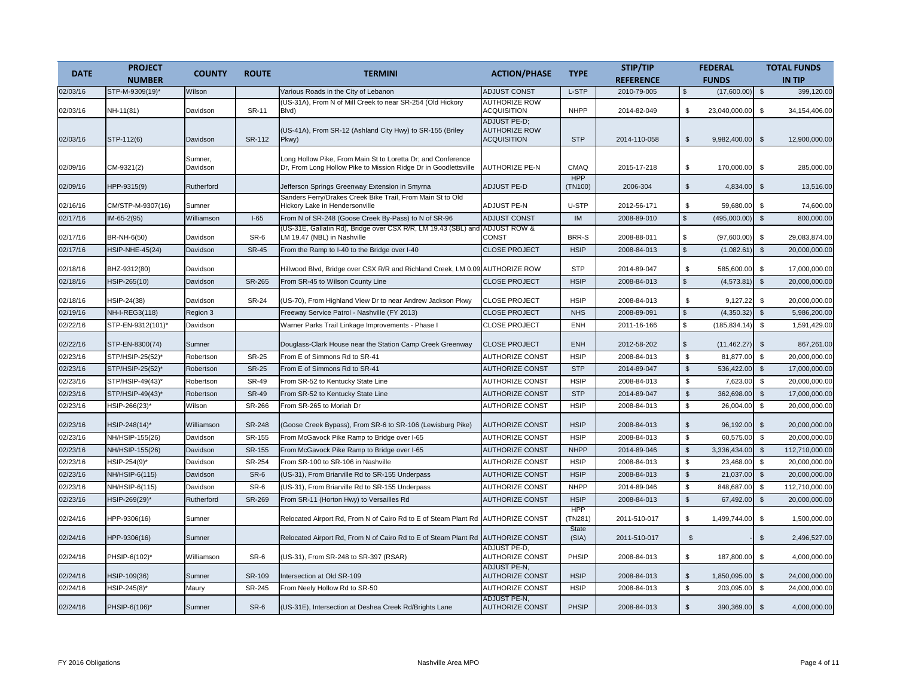| DATE | PROJECT NUMBER | COUNTY | ROUTE | TERMINI | ACTION/PHASE | TYPE | STIP/TIP REFERENCE | FEDERAL FUNDS | TOTAL FUNDS IN TIP |
|---|---|---|---|---|---|---|---|---|---|
| 02/03/16 | STP-M-9309(19)* | Wilson | | Various Roads in the City of Lebanon | ADJUST CONST | L-STP | 2010-79-005 | $ (17,600.00) | $ 399,120.00 |
| 02/03/16 | NH-11(81) | Davidson | SR-11 | (US-31A), From N of Mill Creek to near SR-254 (Old Hickory Blvd) | AUTHORIZE ROW ACQUISITION | NHPP | 2014-82-049 | $ 23,040,000.00 | $ 34,154,406.00 |
| 02/03/16 | STP-112(6) | Davidson | SR-112 | (US-41A), From SR-12 (Ashland City Hwy) to SR-155 (Briley Pkwy) | ADJUST PE-D; AUTHORIZE ROW ACQUISITION | STP | 2014-110-058 | $ 9,982,400.00 | $ 12,900,000.00 |
| 02/09/16 | CM-9321(2) | Sumner, Davidson | | Long Hollow Pike, From Main St to Loretta Dr; and Conference Dr, From Long Hollow Pike to Mission Ridge Dr in Goodlettsville | AUTHORIZE PE-N | CMAQ | 2015-17-218 | $ 170,000.00 | $ 285,000.00 |
| 02/09/16 | HPP-9315(9) | Rutherford | | Jefferson Springs Greenway Extension in Smyrna | ADJUST PE-D | HPP (TN100) | 2006-304 | $ 4,834.00 | $ 13,516.00 |
| 02/16/16 | CM/STP-M-9307(16) | Sumner | | Sanders Ferry/Drakes Creek Bike Trail, From Main St to Old Hickory Lake in Hendersonville | ADJUST PE-N | U-STP | 2012-56-171 | $ 59,680.00 | $ 74,600.00 |
| 02/17/16 | IM-65-2(95) | Williamson | I-65 | From N of SR-248 (Goose Creek By-Pass) to N of SR-96 | ADJUST CONST | IM | 2008-89-010 | $ (495,000.00) | $ 800,000.00 |
| 02/17/16 | BR-NH-6(50) | Davidson | SR-6 | (US-31E, Gallatin Rd), Bridge over CSX R/R, LM 19.43 (SBL) and LM 19.47 (NBL) in Nashville | ADJUST ROW & CONST | BRR-S | 2008-88-011 | $ (97,600.00) | $ 29,083,874.00 |
| 02/17/16 | HSIP-NHE-45(24) | Davidson | SR-45 | From the Ramp to I-40 to the Bridge over I-40 | CLOSE PROJECT | HSIP | 2008-84-013 | $ (1,082.61) | $ 20,000,000.00 |
| 02/18/16 | BHZ-9312(80) | Davidson | | Hillwood Blvd, Bridge over CSX R/R and Richland Creek, LM 0.09 | AUTHORIZE ROW | STP | 2014-89-047 | $ 585,600.00 | $ 17,000,000.00 |
| 02/18/16 | HSIP-265(10) | Davidson | SR-265 | From SR-45 to Wilson County Line | CLOSE PROJECT | HSIP | 2008-84-013 | $ (4,573.81) | $ 20,000,000.00 |
| 02/18/16 | HSIP-24(38) | Davidson | SR-24 | (US-70), From Highland View Dr to near Andrew Jackson Pkwy | CLOSE PROJECT | HSIP | 2008-84-013 | $ 9,127.22 | $ 20,000,000.00 |
| 02/19/16 | NH-I-REG3(118) | Region 3 | | Freeway Service Patrol - Nashville (FY 2013) | CLOSE PROJECT | NHS | 2008-89-091 | $ (4,350.32) | $ 5,986,200.00 |
| 02/22/16 | STP-EN-9312(101)* | Davidson | | Warner Parks Trail Linkage Improvements - Phase I | CLOSE PROJECT | ENH | 2011-16-166 | $ (185,834.14) | $ 1,591,429.00 |
| 02/22/16 | STP-EN-8300(74) | Sumner | | Douglass-Clark House near the Station Camp Creek Greenway | CLOSE PROJECT | ENH | 2012-58-202 | $ (11,462.27) | $ 867,261.00 |
| 02/23/16 | STP/HSIP-25(52)* | Robertson | SR-25 | From E of Simmons Rd to SR-41 | AUTHORIZE CONST | HSIP | 2008-84-013 | $ 81,877.00 | $ 20,000,000.00 |
| 02/23/16 | STP/HSIP-25(52)* | Robertson | SR-25 | From E of Simmons Rd to SR-41 | AUTHORIZE CONST | STP | 2014-89-047 | $ 536,422.00 | $ 17,000,000.00 |
| 02/23/16 | STP/HSIP-49(43)* | Robertson | SR-49 | From SR-52 to Kentucky State Line | AUTHORIZE CONST | HSIP | 2008-84-013 | $ 7,623.00 | $ 20,000,000.00 |
| 02/23/16 | STP/HSIP-49(43)* | Robertson | SR-49 | From SR-52 to Kentucky State Line | AUTHORIZE CONST | STP | 2014-89-047 | $ 362,698.00 | $ 17,000,000.00 |
| 02/23/16 | HSIP-266(23)* | Wilson | SR-266 | From SR-265 to Moriah Dr | AUTHORIZE CONST | HSIP | 2008-84-013 | $ 26,004.00 | $ 20,000,000.00 |
| 02/23/16 | HSIP-248(14)* | Williamson | SR-248 | (Goose Creek Bypass), From SR-6 to SR-106 (Lewisburg Pike) | AUTHORIZE CONST | HSIP | 2008-84-013 | $ 96,192.00 | $ 20,000,000.00 |
| 02/23/16 | NH/HSIP-155(26) | Davidson | SR-155 | From McGavock Pike Ramp to Bridge over I-65 | AUTHORIZE CONST | HSIP | 2008-84-013 | $ 60,575.00 | $ 20,000,000.00 |
| 02/23/16 | NH/HSIP-155(26) | Davidson | SR-155 | From McGavock Pike Ramp to Bridge over I-65 | AUTHORIZE CONST | NHPP | 2014-89-046 | $ 3,336,434.00 | $ 112,710,000.00 |
| 02/23/16 | HSIP-254(9)* | Davidson | SR-254 | From SR-100 to SR-106 in Nashville | AUTHORIZE CONST | HSIP | 2008-84-013 | $ 23,468.00 | $ 20,000,000.00 |
| 02/23/16 | NH/HSIP-6(115) | Davidson | SR-6 | (US-31), From Briarville Rd to SR-155 Underpass | AUTHORIZE CONST | HSIP | 2008-84-013 | $ 21,037.00 | $ 20,000,000.00 |
| 02/23/16 | NH/HSIP-6(115) | Davidson | SR-6 | (US-31), From Briarville Rd to SR-155 Underpass | AUTHORIZE CONST | NHPP | 2014-89-046 | $ 848,687.00 | $ 112,710,000.00 |
| 02/23/16 | HSIP-269(29)* | Rutherford | SR-269 | From SR-11 (Horton Hwy) to Versailles Rd | AUTHORIZE CONST | HSIP | 2008-84-013 | $ 67,492.00 | $ 20,000,000.00 |
| 02/24/16 | HPP-9306(16) | Sumner | | Relocated Airport Rd, From N of Cairo Rd to E of Steam Plant Rd | AUTHORIZE CONST | HPP (TN281) | 2011-510-017 | $ 1,499,744.00 | $ 1,500,000.00 |
| 02/24/16 | HPP-9306(16) | Sumner | | Relocated Airport Rd, From N of Cairo Rd to E of Steam Plant Rd | AUTHORIZE CONST | State (SIA) | 2011-510-017 | $ - | $ 2,496,527.00 |
| 02/24/16 | PHSIP-6(102)* | Williamson | SR-6 | (US-31), From SR-248 to SR-397 (RSAR) | ADJUST PE-D, AUTHORIZE CONST | PHSIP | 2008-84-013 | $ 187,800.00 | $ 4,000,000.00 |
| 02/24/16 | HSIP-109(36) | Sumner | SR-109 | Intersection at Old SR-109 | ADJUST PE-N, AUTHORIZE CONST | HSIP | 2008-84-013 | $ 1,850,095.00 | $ 24,000,000.00 |
| 02/24/16 | HSIP-245(8)* | Maury | SR-245 | From Neely Hollow Rd to SR-50 | AUTHORIZE CONST | HSIP | 2008-84-013 | $ 203,095.00 | $ 24,000,000.00 |
| 02/24/16 | PHSIP-6(106)* | Sumner | SR-6 | (US-31E), Intersection at Deshea Creek Rd/Brights Lane | ADJUST PE-N, AUTHORIZE CONST | PHSIP | 2008-84-013 | $ 390,369.00 | $ 4,000,000.00 |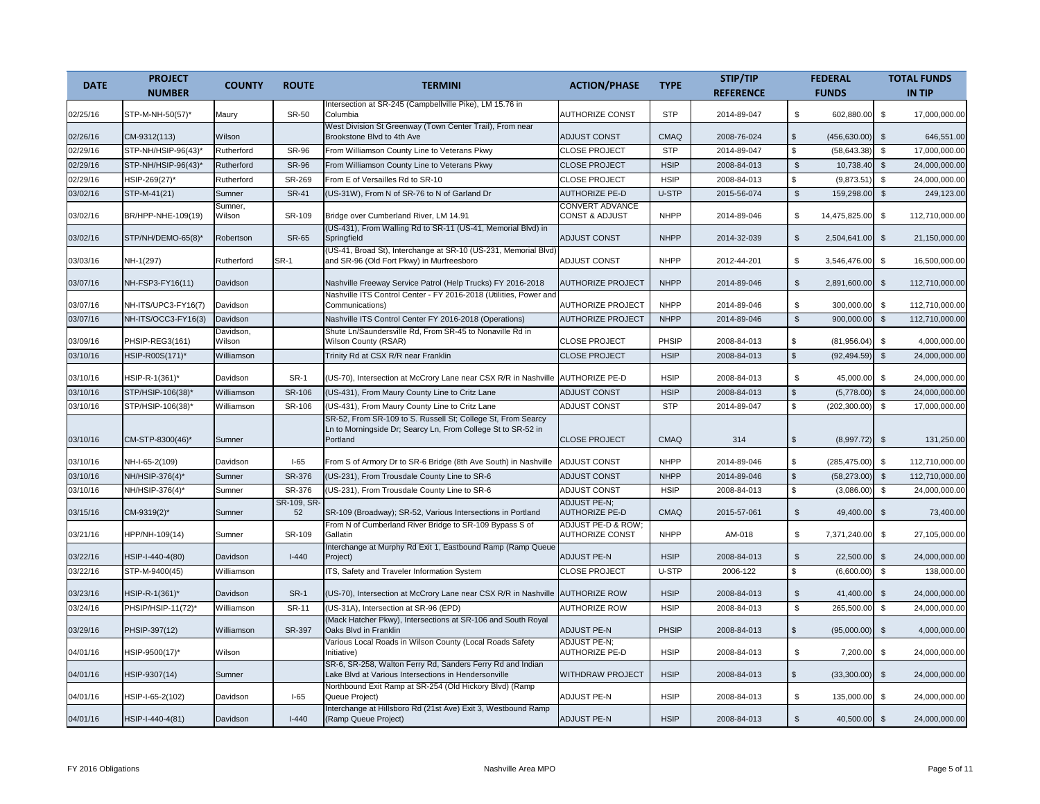| DATE | PROJECT NUMBER | COUNTY | ROUTE | TERMINI | ACTION/PHASE | TYPE | STIP/TIP REFERENCE | FEDERAL FUNDS | TOTAL FUNDS IN TIP |
|---|---|---|---|---|---|---|---|---|---|
| 02/25/16 | STP-M-NH-50(57)* | Maury | SR-50 | Intersection at SR-245 (Campbellville Pike), LM 15.76 in Columbia | AUTHORIZE CONST | STP | 2014-89-047 | $ 602,880.00 | $ 17,000,000.00 |
| 02/26/16 | CM-9312(113) | Wilson | | West Division St Greenway (Town Center Trail), From near Brookstone Blvd to 4th Ave | ADJUST CONST | CMAQ | 2008-76-024 | $ (456,630.00) | $ 646,551.00 |
| 02/29/16 | STP-NH/HSIP-96(43)* | Rutherford | SR-96 | From Williamson County Line to Veterans Pkwy | CLOSE PROJECT | STP | 2014-89-047 | $ (58,643.38) | $ 17,000,000.00 |
| 02/29/16 | STP-NH/HSIP-96(43)* | Rutherford | SR-96 | From Williamson County Line to Veterans Pkwy | CLOSE PROJECT | HSIP | 2008-84-013 | $ 10,738.40 | $ 24,000,000.00 |
| 02/29/16 | HSIP-269(27)* | Rutherford | SR-269 | From E of Versailles Rd to SR-10 | CLOSE PROJECT | HSIP | 2008-84-013 | $ (9,873.51) | $ 24,000,000.00 |
| 03/02/16 | STP-M-41(21) | Sumner | SR-41 | (US-31W), From N of SR-76 to N of Garland Dr | AUTHORIZE PE-D | U-STP | 2015-56-074 | $ 159,298.00 | $ 249,123.00 |
| 03/02/16 | BR/HPP-NHE-109(19) | Sumner, Wilson | SR-109 | Bridge over Cumberland River, LM 14.91 | CONVERT ADVANCE CONST & ADJUST | NHPP | 2014-89-046 | $ 14,475,825.00 | $ 112,710,000.00 |
| 03/02/16 | STP/NH/DEMO-65(8)* | Robertson | SR-65 | (US-431), From Walling Rd to SR-11 (US-41, Memorial Blvd) in Springfield | ADJUST CONST | NHPP | 2014-32-039 | $ 2,504,641.00 | $ 21,150,000.00 |
| 03/03/16 | NH-1(297) | Rutherford | SR-1 | (US-41, Broad St), Interchange at SR-10 (US-231, Memorial Blvd) and SR-96 (Old Fort Pkwy) in Murfreesboro | ADJUST CONST | NHPP | 2012-44-201 | $ 3,546,476.00 | $ 16,500,000.00 |
| 03/07/16 | NH-FSP3-FY16(11) | Davidson | | Nashville Freeway Service Patrol (Help Trucks) FY 2016-2018 | AUTHORIZE PROJECT | NHPP | 2014-89-046 | $ 2,891,600.00 | $ 112,710,000.00 |
| 03/07/16 | NH-ITS/UPC3-FY16(7) | Davidson | | Nashville ITS Control Center - FY 2016-2018 (Utilities, Power and Communications) | AUTHORIZE PROJECT | NHPP | 2014-89-046 | $ 300,000.00 | $ 112,710,000.00 |
| 03/07/16 | NH-ITS/OCC3-FY16(3) | Davidson | | Nashville ITS Control Center FY 2016-2018 (Operations) | AUTHORIZE PROJECT | NHPP | 2014-89-046 | $ 900,000.00 | $ 112,710,000.00 |
| 03/09/16 | PHSIP-REG3(161) | Davidson, Wilson | | Shute Ln/Saundersville Rd, From SR-45 to Nonaville Rd in Wilson County (RSAR) | CLOSE PROJECT | PHSIP | 2008-84-013 | $ (81,956.04) | $ 4,000,000.00 |
| 03/10/16 | HSIP-R00S(171)* | Williamson | | Trinity Rd at CSX R/R near Franklin | CLOSE PROJECT | HSIP | 2008-84-013 | $ (92,494.59) | $ 24,000,000.00 |
| 03/10/16 | HSIP-R-1(361)* | Davidson | SR-1 | (US-70), Intersection at McCrory Lane near CSX R/R in Nashville | AUTHORIZE PE-D | HSIP | 2008-84-013 | $ 45,000.00 | $ 24,000,000.00 |
| 03/10/16 | STP/HSIP-106(38)* | Williamson | SR-106 | (US-431), From Maury County Line to Critz Lane | ADJUST CONST | HSIP | 2008-84-013 | $ (5,778.00) | $ 24,000,000.00 |
| 03/10/16 | STP/HSIP-106(38)* | Williamson | SR-106 | (US-431), From Maury County Line to Critz Lane | ADJUST CONST | STP | 2014-89-047 | $ (202,300.00) | $ 17,000,000.00 |
| 03/10/16 | CM-STP-8300(46)* | Sumner | | SR-52, From SR-109 to S. Russell St; College St, From Searcy Ln to Morningside Dr; Searcy Ln, From College St to SR-52 in Portland | CLOSE PROJECT | CMAQ | 314 | $ (8,997.72) | $ 131,250.00 |
| 03/10/16 | NH-I-65-2(109) | Davidson | I-65 | From S of Armory Dr to SR-6 Bridge (8th Ave South) in Nashville | ADJUST CONST | NHPP | 2014-89-046 | $ (285,475.00) | $ 112,710,000.00 |
| 03/10/16 | NH/HSIP-376(4)* | Sumner | SR-376 | (US-231), From Trousdale County Line to SR-6 | ADJUST CONST | NHPP | 2014-89-046 | $ (58,273.00) | $ 112,710,000.00 |
| 03/10/16 | NH/HSIP-376(4)* | Sumner | SR-376 | (US-231), From Trousdale County Line to SR-6 | ADJUST CONST | HSIP | 2008-84-013 | $ (3,086.00) | $ 24,000,000.00 |
| 03/15/16 | CM-9319(2)* | Sumner | SR-109, SR-52 | SR-109 (Broadway); SR-52, Various Intersections in Portland | ADJUST PE-N; AUTHORIZE PE-D | CMAQ | 2015-57-061 | $ 49,400.00 | $ 73,400.00 |
| 03/21/16 | HPP/NH-109(14) | Sumner | SR-109 | From N of Cumberland River Bridge to SR-109 Bypass S of Gallatin | ADJUST PE-D & ROW; AUTHORIZE CONST | NHPP | AM-018 | $ 7,371,240.00 | $ 27,105,000.00 |
| 03/22/16 | HSIP-I-440-4(80) | Davidson | I-440 | Interchange at Murphy Rd Exit 1, Eastbound Ramp (Ramp Queue Project) | ADJUST PE-N | HSIP | 2008-84-013 | $ 22,500.00 | $ 24,000,000.00 |
| 03/22/16 | STP-M-9400(45) | Williamson | | ITS, Safety and Traveler Information System | CLOSE PROJECT | U-STP | 2006-122 | $ (6,600.00) | $ 138,000.00 |
| 03/23/16 | HSIP-R-1(361)* | Davidson | SR-1 | (US-70), Intersection at McCrory Lane near CSX R/R in Nashville | AUTHORIZE ROW | HSIP | 2008-84-013 | $ 41,400.00 | $ 24,000,000.00 |
| 03/24/16 | PHSIP/HSIP-11(72)* | Williamson | SR-11 | (US-31A), Intersection at SR-96 (EPD) | AUTHORIZE ROW | HSIP | 2008-84-013 | $ 265,500.00 | $ 24,000,000.00 |
| 03/29/16 | PHSIP-397(12) | Williamson | SR-397 | (Mack Hatcher Pkwy), Intersections at SR-106 and South Royal Oaks Blvd in Franklin | ADJUST PE-N | PHSIP | 2008-84-013 | $ (95,000.00) | $ 4,000,000.00 |
| 04/01/16 | HSIP-9500(17)* | Wilson | | Various Local Roads in Wilson County (Local Roads Safety Initiative) | ADJUST PE-N; AUTHORIZE PE-D | HSIP | 2008-84-013 | $ 7,200.00 | $ 24,000,000.00 |
| 04/01/16 | HSIP-9307(14) | Sumner | | SR-6, SR-258, Walton Ferry Rd, Sanders Ferry Rd and Indian Lake Blvd at Various Intersections in Hendersonville | WITHDRAW PROJECT | HSIP | 2008-84-013 | $ (33,300.00) | $ 24,000,000.00 |
| 04/01/16 | HSIP-I-65-2(102) | Davidson | I-65 | Northbound Exit Ramp at SR-254 (Old Hickory Blvd) (Ramp Queue Project) | ADJUST PE-N | HSIP | 2008-84-013 | $ 135,000.00 | $ 24,000,000.00 |
| 04/01/16 | HSIP-I-440-4(81) | Davidson | I-440 | Interchange at Hillsboro Rd (21st Ave) Exit 3, Westbound Ramp (Ramp Queue Project) | ADJUST PE-N | HSIP | 2008-84-013 | $ 40,500.00 | $ 24,000,000.00 |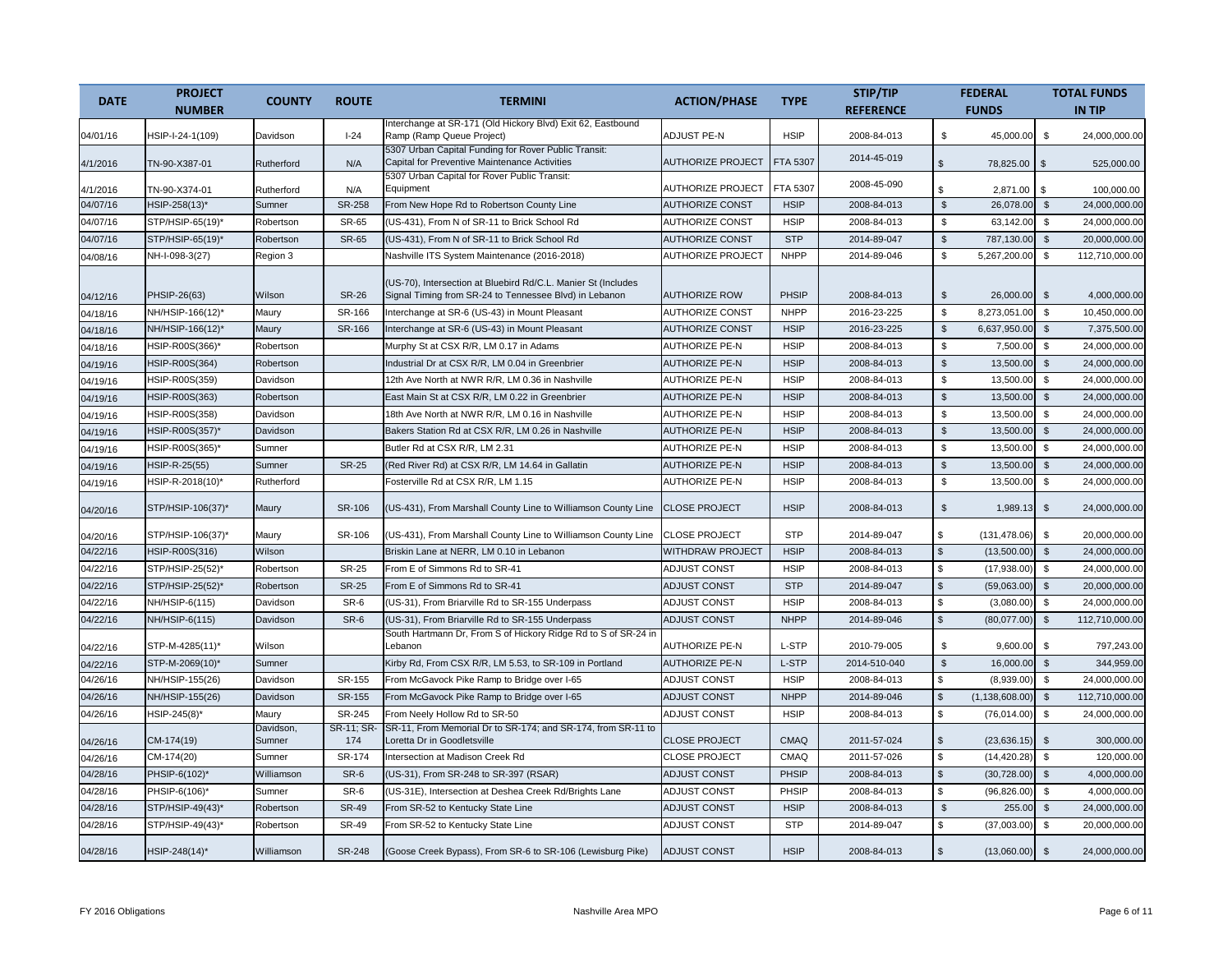| DATE | PROJECT NUMBER | COUNTY | ROUTE | TERMINI | ACTION/PHASE | TYPE | STIP/TIP REFERENCE | FEDERAL FUNDS | TOTAL FUNDS IN TIP |
|---|---|---|---|---|---|---|---|---|---|
| 04/01/16 | HSIP-I-24-1(109) | Davidson | I-24 | Interchange at SR-171 (Old Hickory Blvd) Exit 62, Eastbound Ramp (Ramp Queue Project) | ADJUST PE-N | HSIP | 2008-84-013 | $ 45,000.00 | $ 24,000,000.00 |
| 4/1/2016 | TN-90-X387-01 | Rutherford | N/A | 5307 Urban Capital Funding for Rover Public Transit: Capital for Preventive Maintenance Activities | AUTHORIZE PROJECT | FTA 5307 | 2014-45-019 | $ 78,825.00 | $ 525,000.00 |
| 4/1/2016 | TN-90-X374-01 | Rutherford | N/A | 5307 Urban Capital for Rover Public Transit: Equipment | AUTHORIZE PROJECT | FTA 5307 | 2008-45-090 | $ 2,871.00 | $ 100,000.00 |
| 04/07/16 | HSIP-258(13)* | Sumner | SR-258 | From New Hope Rd to Robertson County Line | AUTHORIZE CONST | HSIP | 2008-84-013 | $ 26,078.00 | $ 24,000,000.00 |
| 04/07/16 | STP/HSIP-65(19)* | Robertson | SR-65 | (US-431), From N of SR-11 to Brick School Rd | AUTHORIZE CONST | HSIP | 2008-84-013 | $ 63,142.00 | $ 24,000,000.00 |
| 04/07/16 | STP/HSIP-65(19)* | Robertson | SR-65 | (US-431), From N of SR-11 to Brick School Rd | AUTHORIZE CONST | STP | 2014-89-047 | $ 787,130.00 | $ 20,000,000.00 |
| 04/08/16 | NH-I-098-3(27) | Region 3 | | Nashville ITS System Maintenance (2016-2018) | AUTHORIZE PROJECT | NHPP | 2014-89-046 | $ 5,267,200.00 | $ 112,710,000.00 |
| 04/12/16 | PHSIP-26(63) | Wilson | SR-26 | (US-70), Intersection at Bluebird Rd/C.L. Manier St (Includes Signal Timing from SR-24 to Tennessee Blvd) in Lebanon | AUTHORIZE ROW | PHSIP | 2008-84-013 | $ 26,000.00 | $ 4,000,000.00 |
| 04/18/16 | NH/HSIP-166(12)* | Maury | SR-166 | Interchange at SR-6 (US-43) in Mount Pleasant | AUTHORIZE CONST | NHPP | 2016-23-225 | $ 8,273,051.00 | $ 10,450,000.00 |
| 04/18/16 | NH/HSIP-166(12)* | Maury | SR-166 | Interchange at SR-6 (US-43) in Mount Pleasant | AUTHORIZE CONST | HSIP | 2016-23-225 | $ 6,637,950.00 | $ 7,375,500.00 |
| 04/18/16 | HSIP-R00S(366)* | Robertson | | Murphy St at CSX R/R, LM 0.17 in Adams | AUTHORIZE PE-N | HSIP | 2008-84-013 | $ 7,500.00 | $ 24,000,000.00 |
| 04/19/16 | HSIP-R00S(364) | Robertson | | Industrial Dr at CSX R/R, LM 0.04 in Greenbrier | AUTHORIZE PE-N | HSIP | 2008-84-013 | $ 13,500.00 | $ 24,000,000.00 |
| 04/19/16 | HSIP-R00S(359) | Davidson | | 12th Ave North at NWR R/R, LM 0.36 in Nashville | AUTHORIZE PE-N | HSIP | 2008-84-013 | $ 13,500.00 | $ 24,000,000.00 |
| 04/19/16 | HSIP-R00S(363) | Robertson | | East Main St at CSX R/R, LM 0.22 in Greenbrier | AUTHORIZE PE-N | HSIP | 2008-84-013 | $ 13,500.00 | $ 24,000,000.00 |
| 04/19/16 | HSIP-R00S(358) | Davidson | | 18th Ave North at NWR R/R, LM 0.16 in Nashville | AUTHORIZE PE-N | HSIP | 2008-84-013 | $ 13,500.00 | $ 24,000,000.00 |
| 04/19/16 | HSIP-R00S(357)* | Davidson | | Bakers Station Rd at CSX R/R, LM 0.26 in Nashville | AUTHORIZE PE-N | HSIP | 2008-84-013 | $ 13,500.00 | $ 24,000,000.00 |
| 04/19/16 | HSIP-R00S(365)* | Sumner | | Butler Rd at CSX R/R, LM 2.31 | AUTHORIZE PE-N | HSIP | 2008-84-013 | $ 13,500.00 | $ 24,000,000.00 |
| 04/19/16 | HSIP-R-25(55) | Sumner | SR-25 | (Red River Rd) at CSX R/R, LM 14.64 in Gallatin | AUTHORIZE PE-N | HSIP | 2008-84-013 | $ 13,500.00 | $ 24,000,000.00 |
| 04/19/16 | HSIP-R-2018(10)* | Rutherford | | Fosterville Rd at CSX R/R, LM 1.15 | AUTHORIZE PE-N | HSIP | 2008-84-013 | $ 13,500.00 | $ 24,000,000.00 |
| 04/20/16 | STP/HSIP-106(37)* | Maury | SR-106 | (US-431), From Marshall County Line to Williamson County Line | CLOSE PROJECT | HSIP | 2008-84-013 | $ 1,989.13 | $ 24,000,000.00 |
| 04/20/16 | STP/HSIP-106(37)* | Maury | SR-106 | (US-431), From Marshall County Line to Williamson County Line | CLOSE PROJECT | STP | 2014-89-047 | $ (131,478.06) | $ 20,000,000.00 |
| 04/22/16 | HSIP-R00S(316) | Wilson | | Briskin Lane at NERR, LM 0.10 in Lebanon | WITHDRAW PROJECT | HSIP | 2008-84-013 | $ (13,500.00) | $ 24,000,000.00 |
| 04/22/16 | STP/HSIP-25(52)* | Robertson | SR-25 | From E of Simmons Rd to SR-41 | ADJUST CONST | HSIP | 2008-84-013 | $ (17,938.00) | $ 24,000,000.00 |
| 04/22/16 | STP/HSIP-25(52)* | Robertson | SR-25 | From E of Simmons Rd to SR-41 | ADJUST CONST | STP | 2014-89-047 | $ (59,063.00) | $ 20,000,000.00 |
| 04/22/16 | NH/HSIP-6(115) | Davidson | SR-6 | (US-31), From Briarville Rd to SR-155 Underpass | ADJUST CONST | HSIP | 2008-84-013 | $ (3,080.00) | $ 24,000,000.00 |
| 04/22/16 | NH/HSIP-6(115) | Davidson | SR-6 | (US-31), From Briarville Rd to SR-155 Underpass | ADJUST CONST | NHPP | 2014-89-046 | $ (80,077.00) | $ 112,710,000.00 |
| 04/22/16 | STP-M-4285(11)* | Wilson | | South Hartmann Dr, From S of Hickory Ridge Rd to S of SR-24 in Lebanon | AUTHORIZE PE-N | L-STP | 2010-79-005 | $ 9,600.00 | $ 797,243.00 |
| 04/22/16 | STP-M-2069(10)* | Sumner | | Kirby Rd, From CSX R/R, LM 5.53, to SR-109 in Portland | AUTHORIZE PE-N | L-STP | 2014-510-040 | $ 16,000.00 | $ 344,959.00 |
| 04/26/16 | NH/HSIP-155(26) | Davidson | SR-155 | From McGavock Pike Ramp to Bridge over I-65 | ADJUST CONST | HSIP | 2008-84-013 | $ (8,939.00) | $ 24,000,000.00 |
| 04/26/16 | NH/HSIP-155(26) | Davidson | SR-155 | From McGavock Pike Ramp to Bridge over I-65 | ADJUST CONST | NHPP | 2014-89-046 | $ (1,138,608.00) | $ 112,710,000.00 |
| 04/26/16 | HSIP-245(8)* | Maury | SR-245 | From Neely Hollow Rd to SR-50 | ADJUST CONST | HSIP | 2008-84-013 | $ (76,014.00) | $ 24,000,000.00 |
| 04/26/16 | CM-174(19) | Davidson, Sumner | SR-11; SR-174 | SR-11, From Memorial Dr to SR-174; and SR-174, from SR-11 to Loretta Dr in Goodletsville | CLOSE PROJECT | CMAQ | 2011-57-024 | $ (23,636.15) | $ 300,000.00 |
| 04/26/16 | CM-174(20) | Sumner | SR-174 | Intersection at Madison Creek Rd | CLOSE PROJECT | CMAQ | 2011-57-026 | $ (14,420.28) | $ 120,000.00 |
| 04/28/16 | PHSIP-6(102)* | Williamson | SR-6 | (US-31), From SR-248 to SR-397 (RSAR) | ADJUST CONST | PHSIP | 2008-84-013 | $ (30,728.00) | $ 4,000,000.00 |
| 04/28/16 | PHSIP-6(106)* | Sumner | SR-6 | (US-31E), Intersection at Deshea Creek Rd/Brights Lane | ADJUST CONST | PHSIP | 2008-84-013 | $ (96,826.00) | $ 4,000,000.00 |
| 04/28/16 | STP/HSIP-49(43)* | Robertson | SR-49 | From SR-52 to Kentucky State Line | ADJUST CONST | HSIP | 2008-84-013 | $ 255.00 | $ 24,000,000.00 |
| 04/28/16 | STP/HSIP-49(43)* | Robertson | SR-49 | From SR-52 to Kentucky State Line | ADJUST CONST | STP | 2014-89-047 | $ (37,003.00) | $ 20,000,000.00 |
| 04/28/16 | HSIP-248(14)* | Williamson | SR-248 | (Goose Creek Bypass), From SR-6 to SR-106 (Lewisburg Pike) | ADJUST CONST | HSIP | 2008-84-013 | $ (13,060.00) | $ 24,000,000.00 |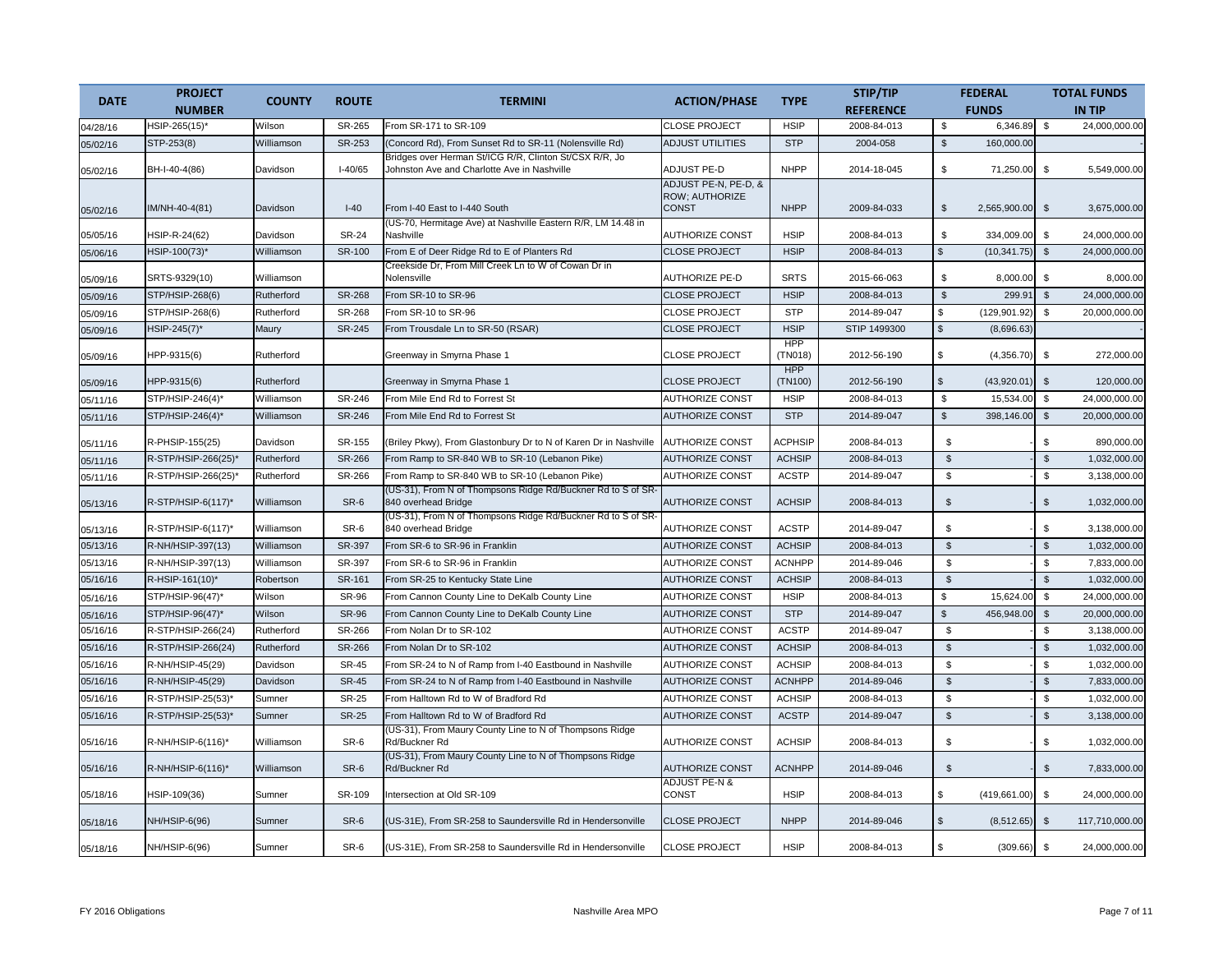| DATE | PROJECT NUMBER | COUNTY | ROUTE | TERMINI | ACTION/PHASE | TYPE | STIP/TIP REFERENCE | FEDERAL FUNDS | TOTAL FUNDS IN TIP |
|---|---|---|---|---|---|---|---|---|---|
| 04/28/16 | HSIP-265(15)* | Wilson | SR-265 | From SR-171 to SR-109 | CLOSE PROJECT | HSIP | 2008-84-013 | $ 6,346.89 | $ 24,000,000.00 |
| 05/02/16 | STP-253(8) | Williamson | SR-253 | (Concord Rd), From Sunset Rd to SR-11 (Nolensville Rd) | ADJUST UTILITIES | STP | 2004-058 | $ 160,000.00 | - |
| 05/02/16 | BH-I-40-4(86) | Davidson | I-40/65 | Bridges over Herman St/ICG R/R, Clinton St/CSX R/R, Jo Johnston Ave and Charlotte Ave in Nashville | ADJUST PE-D | NHPP | 2014-18-045 | $ 71,250.00 | $ 5,549,000.00 |
| 05/02/16 | IM/NH-40-4(81) | Davidson | I-40 | From I-40 East to I-440 South | ADJUST PE-N, PE-D, & ROW; AUTHORIZE CONST | NHPP | 2009-84-033 | $ 2,565,900.00 | $ 3,675,000.00 |
| 05/05/16 | HSIP-R-24(62) | Davidson | SR-24 | (US-70, Hermitage Ave) at Nashville Eastern R/R, LM 14.48 in Nashville | AUTHORIZE CONST | HSIP | 2008-84-013 | $ 334,009.00 | $ 24,000,000.00 |
| 05/06/16 | HSIP-100(73)* | Williamson | SR-100 | From E of Deer Ridge Rd to E of Planters Rd | CLOSE PROJECT | HSIP | 2008-84-013 | $ (10,341.75) | $ 24,000,000.00 |
| 05/09/16 | SRTS-9329(10) | Williamson | | Creekside Dr, From Mill Creek Ln to W of Cowan Dr in Nolensville | AUTHORIZE PE-D | SRTS | 2015-66-063 | $ 8,000.00 | $ 8,000.00 |
| 05/09/16 | STP/HSIP-268(6) | Rutherford | SR-268 | From SR-10 to SR-96 | CLOSE PROJECT | HSIP | 2008-84-013 | $ 299.91 | $ 24,000,000.00 |
| 05/09/16 | STP/HSIP-268(6) | Rutherford | SR-268 | From SR-10 to SR-96 | CLOSE PROJECT | STP | 2014-89-047 | $ (129,901.92) | $ 20,000,000.00 |
| 05/09/16 | HSIP-245(7)* | Maury | SR-245 | From Trousdale Ln to SR-50 (RSAR) | CLOSE PROJECT | HSIP | STIP 1499300 | $ (8,696.63) | - |
| 05/09/16 | HPP-9315(6) | Rutherford | | Greenway in Smyrna Phase 1 | CLOSE PROJECT | HPP (TN018) | 2012-56-190 | $ (4,356.70) | $ 272,000.00 |
| 05/09/16 | HPP-9315(6) | Rutherford | | Greenway in Smyrna Phase 1 | CLOSE PROJECT | HPP (TN100) | 2012-56-190 | $ (43,920.01) | $ 120,000.00 |
| 05/11/16 | STP/HSIP-246(4)* | Williamson | SR-246 | From Mile End Rd to Forrest St | AUTHORIZE CONST | HSIP | 2008-84-013 | $ 15,534.00 | $ 24,000,000.00 |
| 05/11/16 | STP/HSIP-246(4)* | Williamson | SR-246 | From Mile End Rd to Forrest St | AUTHORIZE CONST | STP | 2014-89-047 | $ 398,146.00 | $ 20,000,000.00 |
| 05/11/16 | R-PHSIP-155(25) | Davidson | SR-155 | (Briley Pkwy), From Glastonbury Dr to N of Karen Dr in Nashville | AUTHORIZE CONST | ACPHSIP | 2008-84-013 | $ - | $ 890,000.00 |
| 05/11/16 | R-STP/HSIP-266(25)* | Rutherford | SR-266 | From Ramp to SR-840 WB to SR-10 (Lebanon Pike) | AUTHORIZE CONST | ACHSIP | 2008-84-013 | $ - | $ 1,032,000.00 |
| 05/11/16 | R-STP/HSIP-266(25)* | Rutherford | SR-266 | From Ramp to SR-840 WB to SR-10 (Lebanon Pike) | AUTHORIZE CONST | ACSTP | 2014-89-047 | $ - | $ 3,138,000.00 |
| 05/13/16 | R-STP/HSIP-6(117)* | Williamson | SR-6 | (US-31), From N of Thompsons Ridge Rd/Buckner Rd to S of SR-840 overhead Bridge | AUTHORIZE CONST | ACHSIP | 2008-84-013 | $ - | $ 1,032,000.00 |
| 05/13/16 | R-STP/HSIP-6(117)* | Williamson | SR-6 | (US-31), From N of Thompsons Ridge Rd/Buckner Rd to S of SR-840 overhead Bridge | AUTHORIZE CONST | ACSTP | 2014-89-047 | $ - | $ 3,138,000.00 |
| 05/13/16 | R-NH/HSIP-397(13) | Williamson | SR-397 | From SR-6 to SR-96 in Franklin | AUTHORIZE CONST | ACHSIP | 2008-84-013 | $ - | $ 1,032,000.00 |
| 05/13/16 | R-NH/HSIP-397(13) | Williamson | SR-397 | From SR-6 to SR-96 in Franklin | AUTHORIZE CONST | ACNHPP | 2014-89-046 | $ - | $ 7,833,000.00 |
| 05/16/16 | R-HSIP-161(10)* | Robertson | SR-161 | From SR-25 to Kentucky State Line | AUTHORIZE CONST | ACHSIP | 2008-84-013 | $ - | $ 1,032,000.00 |
| 05/16/16 | STP/HSIP-96(47)* | Wilson | SR-96 | From Cannon County Line to DeKalb County Line | AUTHORIZE CONST | HSIP | 2008-84-013 | $ 15,624.00 | $ 24,000,000.00 |
| 05/16/16 | STP/HSIP-96(47)* | Wilson | SR-96 | From Cannon County Line to DeKalb County Line | AUTHORIZE CONST | STP | 2014-89-047 | $ 456,948.00 | $ 20,000,000.00 |
| 05/16/16 | R-STP/HSIP-266(24) | Rutherford | SR-266 | From Nolan Dr to SR-102 | AUTHORIZE CONST | ACSTP | 2014-89-047 | $ - | $ 3,138,000.00 |
| 05/16/16 | R-STP/HSIP-266(24) | Rutherford | SR-266 | From Nolan Dr to SR-102 | AUTHORIZE CONST | ACHSIP | 2008-84-013 | $ - | $ 1,032,000.00 |
| 05/16/16 | R-NH/HSIP-45(29) | Davidson | SR-45 | From SR-24 to N of Ramp from I-40 Eastbound in Nashville | AUTHORIZE CONST | ACHSIP | 2008-84-013 | $ - | $ 1,032,000.00 |
| 05/16/16 | R-NH/HSIP-45(29) | Davidson | SR-45 | From SR-24 to N of Ramp from I-40 Eastbound in Nashville | AUTHORIZE CONST | ACNHPP | 2014-89-046 | $ - | $ 7,833,000.00 |
| 05/16/16 | R-STP/HSIP-25(53)* | Sumner | SR-25 | From Halltown Rd to W of Bradford Rd | AUTHORIZE CONST | ACHSIP | 2008-84-013 | $ - | $ 1,032,000.00 |
| 05/16/16 | R-STP/HSIP-25(53)* | Sumner | SR-25 | From Halltown Rd to W of Bradford Rd | AUTHORIZE CONST | ACSTP | 2014-89-047 | $ - | $ 3,138,000.00 |
| 05/16/16 | R-NH/HSIP-6(116)* | Williamson | SR-6 | (US-31), From Maury County Line to N of Thompsons Ridge Rd/Buckner Rd | AUTHORIZE CONST | ACHSIP | 2008-84-013 | $ - | $ 1,032,000.00 |
| 05/16/16 | R-NH/HSIP-6(116)* | Williamson | SR-6 | (US-31), From Maury County Line to N of Thompsons Ridge Rd/Buckner Rd | AUTHORIZE CONST | ACNHPP | 2014-89-046 | $ - | $ 7,833,000.00 |
| 05/18/16 | HSIP-109(36) | Sumner | SR-109 | Intersection at Old SR-109 | ADJUST PE-N & CONST | HSIP | 2008-84-013 | $ (419,661.00) | $ 24,000,000.00 |
| 05/18/16 | NH/HSIP-6(96) | Sumner | SR-6 | (US-31E), From SR-258 to Saundersville Rd in Hendersonville | CLOSE PROJECT | NHPP | 2014-89-046 | $ (8,512.65) | $ 117,710,000.00 |
| 05/18/16 | NH/HSIP-6(96) | Sumner | SR-6 | (US-31E), From SR-258 to Saundersville Rd in Hendersonville | CLOSE PROJECT | HSIP | 2008-84-013 | $ (309.66) | $ 24,000,000.00 |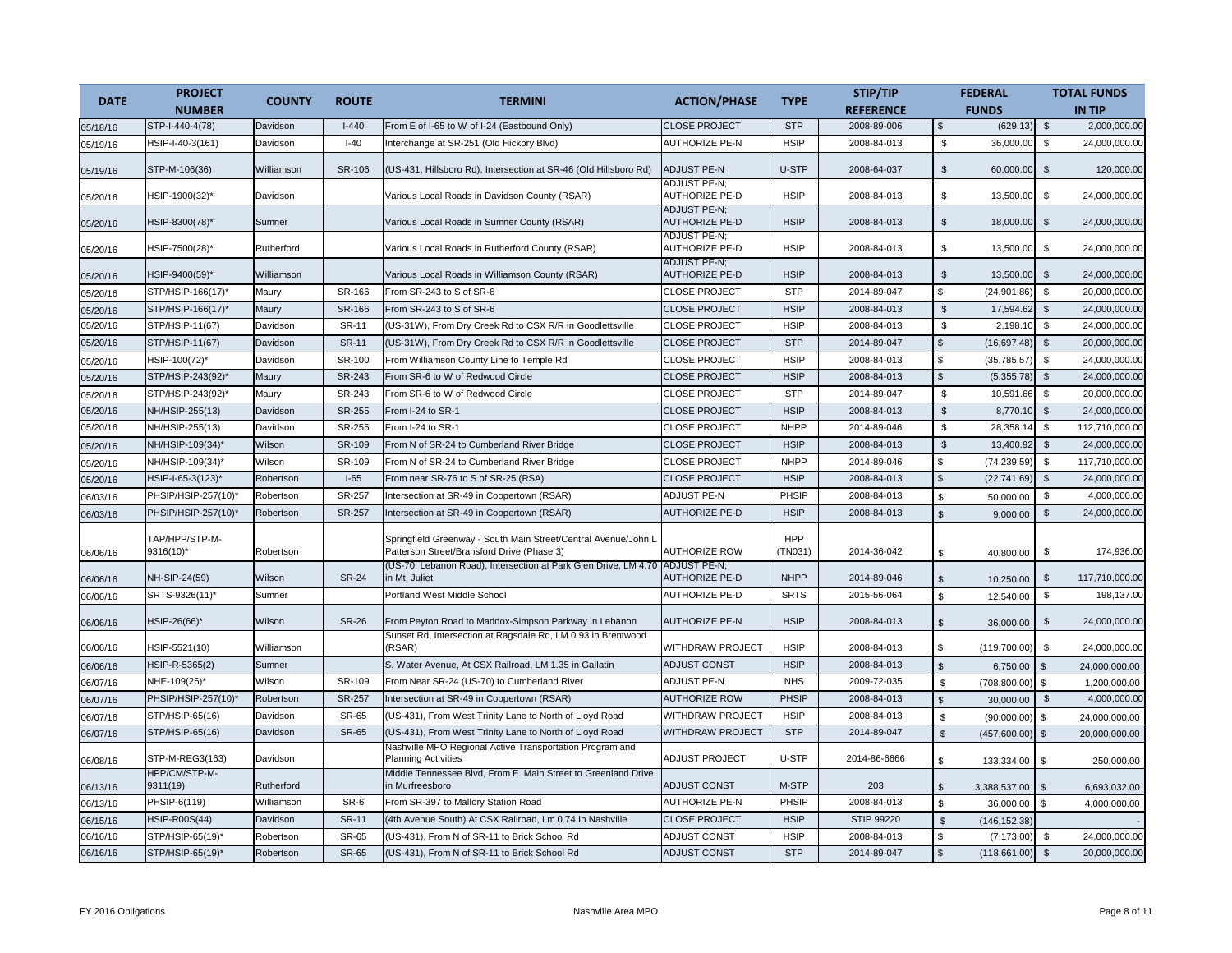| DATE | PROJECT NUMBER | COUNTY | ROUTE | TERMINI | ACTION/PHASE | TYPE | STIP/TIP REFERENCE | FEDERAL FUNDS | TOTAL FUNDS IN TIP |
|---|---|---|---|---|---|---|---|---|---|
| 05/18/16 | STP-I-440-4(78) | Davidson | I-440 | From E of I-65 to W of I-24 (Eastbound Only) | CLOSE PROJECT | STP | 2008-89-006 | $ (629.13) | $ 2,000,000.00 |
| 05/19/16 | HSIP-I-40-3(161) | Davidson | I-40 | Interchange at SR-251 (Old Hickory Blvd) | AUTHORIZE PE-N | HSIP | 2008-84-013 | $ 36,000.00 | $ 24,000,000.00 |
| 05/19/16 | STP-M-106(36) | Williamson | SR-106 | (US-431, Hillsboro Rd), Intersection at SR-46 (Old Hillsboro Rd) | ADJUST PE-N | U-STP | 2008-64-037 | $ 60,000.00 | $ 120,000.00 |
| 05/20/16 | HSIP-1900(32)* | Davidson | | Various Local Roads in Davidson County (RSAR) | ADJUST PE-N; AUTHORIZE PE-D | HSIP | 2008-84-013 | $ 13,500.00 | $ 24,000,000.00 |
| 05/20/16 | HSIP-8300(78)* | Sumner | | Various Local Roads in Sumner County (RSAR) | ADJUST PE-N; AUTHORIZE PE-D | HSIP | 2008-84-013 | $ 18,000.00 | $ 24,000,000.00 |
| 05/20/16 | HSIP-7500(28)* | Rutherford | | Various Local Roads in Rutherford County (RSAR) | ADJUST PE-N; AUTHORIZE PE-D | HSIP | 2008-84-013 | $ 13,500.00 | $ 24,000,000.00 |
| 05/20/16 | HSIP-9400(59)* | Williamson | | Various Local Roads in Williamson County (RSAR) | ADJUST PE-N; AUTHORIZE PE-D | HSIP | 2008-84-013 | $ 13,500.00 | $ 24,000,000.00 |
| 05/20/16 | STP/HSIP-166(17)* | Maury | SR-166 | From SR-243 to S of SR-6 | CLOSE PROJECT | STP | 2014-89-047 | $ (24,901.86) | $ 20,000,000.00 |
| 05/20/16 | STP/HSIP-166(17)* | Maury | SR-166 | From SR-243 to S of SR-6 | CLOSE PROJECT | HSIP | 2008-84-013 | $ 17,594.62 | $ 24,000,000.00 |
| 05/20/16 | STP/HSIP-11(67) | Davidson | SR-11 | (US-31W), From Dry Creek Rd to CSX R/R in Goodlettsville | CLOSE PROJECT | HSIP | 2008-84-013 | $ 2,198.10 | $ 24,000,000.00 |
| 05/20/16 | STP/HSIP-11(67) | Davidson | SR-11 | (US-31W), From Dry Creek Rd to CSX R/R in Goodlettsville | CLOSE PROJECT | STP | 2014-89-047 | $ (16,697.48) | $ 20,000,000.00 |
| 05/20/16 | HSIP-100(72)* | Davidson | SR-100 | From Williamson County Line to Temple Rd | CLOSE PROJECT | HSIP | 2008-84-013 | $ (35,785.57) | $ 24,000,000.00 |
| 05/20/16 | STP/HSIP-243(92)* | Maury | SR-243 | From SR-6 to W of Redwood Circle | CLOSE PROJECT | HSIP | 2008-84-013 | $ (5,355.78) | $ 24,000,000.00 |
| 05/20/16 | STP/HSIP-243(92)* | Maury | SR-243 | From SR-6 to W of Redwood Circle | CLOSE PROJECT | STP | 2014-89-047 | $ 10,591.66 | $ 20,000,000.00 |
| 05/20/16 | NH/HSIP-255(13) | Davidson | SR-255 | From I-24 to SR-1 | CLOSE PROJECT | HSIP | 2008-84-013 | $ 8,770.10 | $ 24,000,000.00 |
| 05/20/16 | NH/HSIP-255(13) | Davidson | SR-255 | From I-24 to SR-1 | CLOSE PROJECT | NHPP | 2014-89-046 | $ 28,358.14 | $ 112,710,000.00 |
| 05/20/16 | NH/HSIP-109(34)* | Wilson | SR-109 | From N of SR-24 to Cumberland River Bridge | CLOSE PROJECT | HSIP | 2008-84-013 | $ 13,400.92 | $ 24,000,000.00 |
| 05/20/16 | NH/HSIP-109(34)* | Wilson | SR-109 | From N of SR-24 to Cumberland River Bridge | CLOSE PROJECT | NHPP | 2014-89-046 | $ (74,239.59) | $ 117,710,000.00 |
| 05/20/16 | HSIP-I-65-3(123)* | Robertson | I-65 | From near SR-76 to S of SR-25 (RSA) | CLOSE PROJECT | HSIP | 2008-84-013 | $ (22,741.69) | $ 24,000,000.00 |
| 06/03/16 | PHSIP/HSIP-257(10)* | Robertson | SR-257 | Intersection at SR-49 in Coopertown (RSAR) | ADJUST PE-N | PHSIP | 2008-84-013 | $ 50,000.00 | $ 4,000,000.00 |
| 06/03/16 | PHSIP/HSIP-257(10)* | Robertson | SR-257 | Intersection at SR-49 in Coopertown (RSAR) | AUTHORIZE PE-D | HSIP | 2008-84-013 | $ 9,000.00 | $ 24,000,000.00 |
| 06/06/16 | TAP/HPP/STP-M-9316(10)* | Robertson | | Springfield Greenway - South Main Street/Central Avenue/John L Patterson Street/Bransford Drive (Phase 3) | AUTHORIZE ROW | HPP (TN031) | 2014-36-042 | $ 40,800.00 | $ 174,936.00 |
| 06/06/16 | NH-SIP-24(59) | Wilson | SR-24 | (US-70, Lebanon Road), Intersection at Park Glen Drive, LM 4.70 in Mt. Juliet | ADJUST PE-N; AUTHORIZE PE-D | NHPP | 2014-89-046 | $ 10,250.00 | $ 117,710,000.00 |
| 06/06/16 | SRTS-9326(11)* | Sumner | | Portland West Middle School | AUTHORIZE PE-D | SRTS | 2015-56-064 | $ 12,540.00 | $ 198,137.00 |
| 06/06/16 | HSIP-26(66)* | Wilson | SR-26 | From Peyton Road to Maddox-Simpson Parkway in Lebanon | AUTHORIZE PE-N | HSIP | 2008-84-013 | $ 36,000.00 | $ 24,000,000.00 |
| 06/06/16 | HSIP-5521(10) | Williamson | | Sunset Rd, Intersection at Ragsdale Rd, LM 0.93 in Brentwood (RSAR) | WITHDRAW PROJECT | HSIP | 2008-84-013 | $ (119,700.00) | $ 24,000,000.00 |
| 06/06/16 | HSIP-R-5365(2) | Sumner | | S. Water Avenue, At CSX Railroad, LM 1.35 in Gallatin | ADJUST CONST | HSIP | 2008-84-013 | $ 6,750.00 | $ 24,000,000.00 |
| 06/07/16 | NHE-109(26)* | Wilson | SR-109 | From Near SR-24 (US-70) to Cumberland River | ADJUST PE-N | NHS | 2009-72-035 | $ (708,800.00) | $ 1,200,000.00 |
| 06/07/16 | PHSIP/HSIP-257(10)* | Robertson | SR-257 | Intersection at SR-49 in Coopertown (RSAR) | AUTHORIZE ROW | PHSIP | 2008-84-013 | $ 30,000.00 | $ 4,000,000.00 |
| 06/07/16 | STP/HSIP-65(16) | Davidson | SR-65 | (US-431), From West Trinity Lane to North of Lloyd Road | WITHDRAW PROJECT | HSIP | 2008-84-013 | $ (90,000.00) | $ 24,000,000.00 |
| 06/07/16 | STP/HSIP-65(16) | Davidson | SR-65 | (US-431), From West Trinity Lane to North of Lloyd Road | WITHDRAW PROJECT | STP | 2014-89-047 | $ (457,600.00) | $ 20,000,000.00 |
| 06/08/16 | STP-M-REG3(163) | Davidson | | Nashville MPO Regional Active Transportation Program and Planning Activities | ADJUST PROJECT | U-STP | 2014-86-6666 | $ 133,334.00 | $ 250,000.00 |
| 06/13/16 | HPP/CM/STP-M-9311(19) | Rutherford | | Middle Tennessee Blvd, From E. Main Street to Greenland Drive in Murfreesboro | ADJUST CONST | M-STP | 203 | $ 3,388,537.00 | $ 6,693,032.00 |
| 06/13/16 | PHSIP-6(119) | Williamson | SR-6 | From SR-397 to Mallory Station Road | AUTHORIZE PE-N | PHSIP | 2008-84-013 | $ 36,000.00 | $ 4,000,000.00 |
| 06/15/16 | HSIP-R00S(44) | Davidson | SR-11 | (4th Avenue South) At CSX Railroad, Lm 0.74 In Nashville | CLOSE PROJECT | HSIP | STIP 99220 | $ (146,152.38) | - |
| 06/16/16 | STP/HSIP-65(19)* | Robertson | SR-65 | (US-431), From N of SR-11 to Brick School Rd | ADJUST CONST | HSIP | 2008-84-013 | $ (7,173.00) | $ 24,000,000.00 |
| 06/16/16 | STP/HSIP-65(19)* | Robertson | SR-65 | (US-431), From N of SR-11 to Brick School Rd | ADJUST CONST | STP | 2014-89-047 | $ (118,661.00) | $ 20,000,000.00 |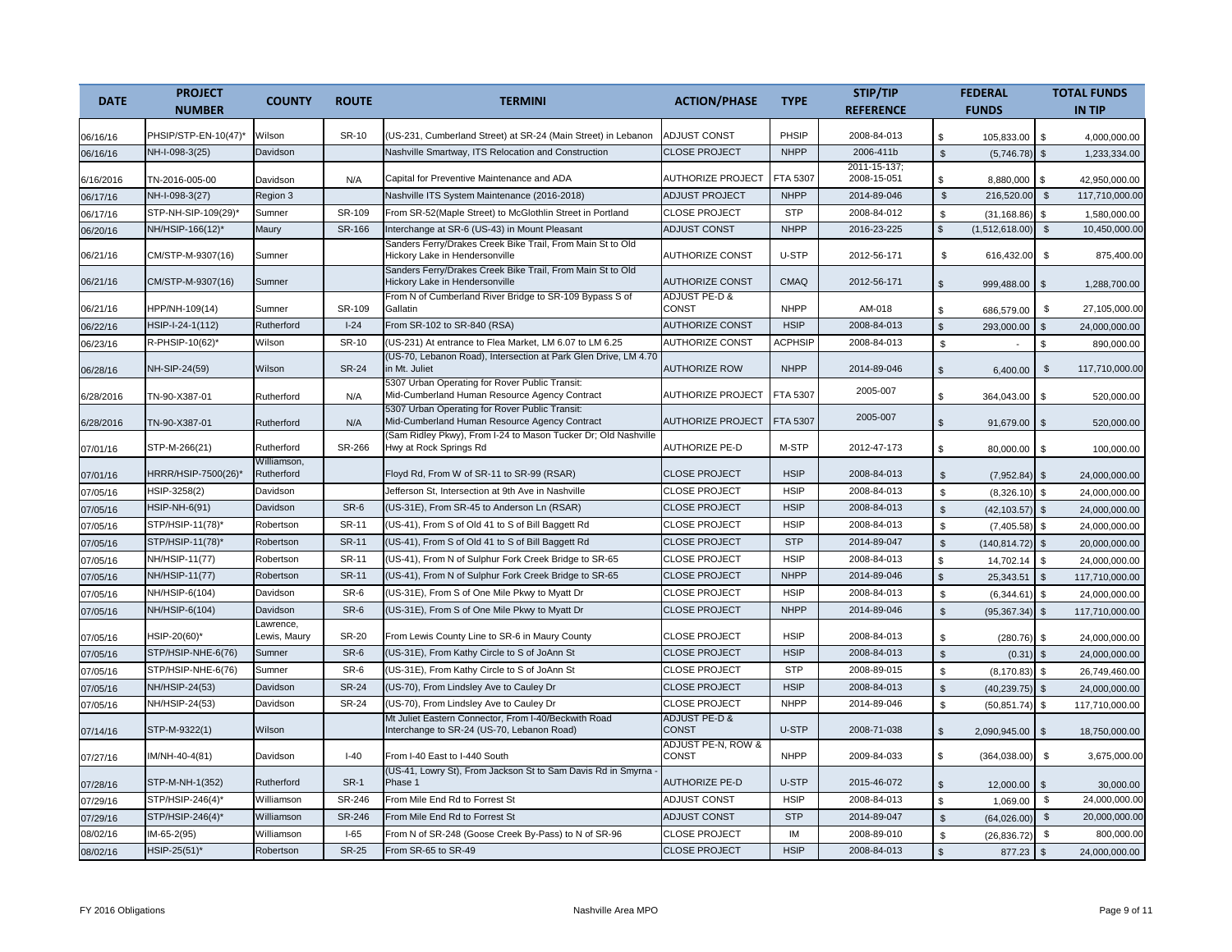| DATE | PROJECT NUMBER | COUNTY | ROUTE | TERMINI | ACTION/PHASE | TYPE | STIP/TIP REFERENCE | FEDERAL FUNDS | TOTAL FUNDS IN TIP |
|---|---|---|---|---|---|---|---|---|---|
| 06/16/16 | PHSIP/STP-EN-10(47)* | Wilson | SR-10 | (US-231, Cumberland Street) at SR-24 (Main Street) in Lebanon | ADJUST CONST | PHSIP | 2008-84-013 | $ 105,833.00 | $ 4,000,000.00 |
| 06/16/16 | NH-I-098-3(25) | Davidson | | Nashville Smartway, ITS Relocation and Construction | CLOSE PROJECT | NHPP | 2006-411b | $ (5,746.78) | $ 1,233,334.00 |
| 6/16/2016 | TN-2016-005-00 | Davidson | N/A | Capital for Preventive Maintenance and ADA | AUTHORIZE PROJECT | FTA 5307 | 2011-15-137; 2008-15-051 | $ 8,880,000 | $ 42,950,000.00 |
| 06/17/16 | NH-I-098-3(27) | Region 3 | | Nashville ITS System Maintenance (2016-2018) | ADJUST PROJECT | NHPP | 2014-89-046 | $ 216,520.00 | $ 117,710,000.00 |
| 06/17/16 | STP-NH-SIP-109(29)* | Sumner | SR-109 | From SR-52(Maple Street) to McGlothlin Street in Portland | CLOSE PROJECT | STP | 2008-84-012 | $ (31,168.86) | $ 1,580,000.00 |
| 06/20/16 | NH/HSIP-166(12)* | Maury | SR-166 | Interchange at SR-6 (US-43) in Mount Pleasant | ADJUST CONST | NHPP | 2016-23-225 | $ (1,512,618.00) | $ 10,450,000.00 |
| 06/21/16 | CM/STP-M-9307(16) | Sumner | | Sanders Ferry/Drakes Creek Bike Trail, From Main St to Old Hickory Lake in Hendersonville | AUTHORIZE CONST | U-STP | 2012-56-171 | $ 616,432.00 | $ 875,400.00 |
| 06/21/16 | CM/STP-M-9307(16) | Sumner | | Sanders Ferry/Drakes Creek Bike Trail, From Main St to Old Hickory Lake in Hendersonville | AUTHORIZE CONST | CMAQ | 2012-56-171 | $ 999,488.00 | $ 1,288,700.00 |
| 06/21/16 | HPP/NH-109(14) | Sumner | SR-109 | From N of Cumberland River Bridge to SR-109 Bypass S of Gallatin | ADJUST PE-D & CONST | NHPP | AM-018 | $ 686,579.00 | $ 27,105,000.00 |
| 06/22/16 | HSIP-I-24-1(112) | Rutherford | I-24 | From SR-102 to SR-840 (RSA) | AUTHORIZE CONST | HSIP | 2008-84-013 | $ 293,000.00 | $ 24,000,000.00 |
| 06/23/16 | R-PHSIP-10(62)* | Wilson | SR-10 | (US-231) At entrance to Flea Market, LM 6.07 to LM 6.25 | AUTHORIZE CONST | ACPHSIP | 2008-84-013 | $ - | $ 890,000.00 |
| 06/28/16 | NH-SIP-24(59) | Wilson | SR-24 | (US-70, Lebanon Road), Intersection at Park Glen Drive, LM 4.70 in Mt. Juliet | AUTHORIZE ROW | NHPP | 2014-89-046 | $ 6,400.00 | $ 117,710,000.00 |
| 6/28/2016 | TN-90-X387-01 | Rutherford | N/A | 5307 Urban Operating for Rover Public Transit: Mid-Cumberland Human Resource Agency Contract | AUTHORIZE PROJECT | FTA 5307 | 2005-007 | $ 364,043.00 | $ 520,000.00 |
| 6/28/2016 | TN-90-X387-01 | Rutherford | N/A | 5307 Urban Operating for Rover Public Transit: Mid-Cumberland Human Resource Agency Contract | AUTHORIZE PROJECT | FTA 5307 | 2005-007 | $ 91,679.00 | $ 520,000.00 |
| 07/01/16 | STP-M-266(21) | Rutherford | SR-266 | (Sam Ridley Pkwy), From I-24 to Mason Tucker Dr; Old Nashville Hwy at Rock Springs Rd | AUTHORIZE PE-D | M-STP | 2012-47-173 | $ 80,000.00 | $ 100,000.00 |
| 07/01/16 | HRRR/HSIP-7500(26)* | Williamson, Rutherford | | Floyd Rd, From W of SR-11 to SR-99 (RSAR) | CLOSE PROJECT | HSIP | 2008-84-013 | $ (7,952.84) | $ 24,000,000.00 |
| 07/05/16 | HSIP-3258(2) | Davidson | | Jefferson St, Intersection at 9th Ave in Nashville | CLOSE PROJECT | HSIP | 2008-84-013 | $ (8,326.10) | $ 24,000,000.00 |
| 07/05/16 | HSIP-NH-6(91) | Davidson | SR-6 | (US-31E), From SR-45 to Anderson Ln (RSAR) | CLOSE PROJECT | HSIP | 2008-84-013 | $ (42,103.57) | $ 24,000,000.00 |
| 07/05/16 | STP/HSIP-11(78)* | Robertson | SR-11 | (US-41), From S of Old 41 to S of Bill Baggett Rd | CLOSE PROJECT | HSIP | 2008-84-013 | $ (7,405.58) | $ 24,000,000.00 |
| 07/05/16 | STP/HSIP-11(78)* | Robertson | SR-11 | (US-41), From S of Old 41 to S of Bill Baggett Rd | CLOSE PROJECT | STP | 2014-89-047 | $ (140,814.72) | $ 20,000,000.00 |
| 07/05/16 | NH/HSIP-11(77) | Robertson | SR-11 | (US-41), From N of Sulphur Fork Creek Bridge to SR-65 | CLOSE PROJECT | HSIP | 2008-84-013 | $ 14,702.14 | $ 24,000,000.00 |
| 07/05/16 | NH/HSIP-11(77) | Robertson | SR-11 | (US-41), From N of Sulphur Fork Creek Bridge to SR-65 | CLOSE PROJECT | NHPP | 2014-89-046 | $ 25,343.51 | $ 117,710,000.00 |
| 07/05/16 | NH/HSIP-6(104) | Davidson | SR-6 | (US-31E), From S of One Mile Pkwy to Myatt Dr | CLOSE PROJECT | HSIP | 2008-84-013 | $ (6,344.61) | $ 24,000,000.00 |
| 07/05/16 | NH/HSIP-6(104) | Davidson | SR-6 | (US-31E), From S of One Mile Pkwy to Myatt Dr | CLOSE PROJECT | NHPP | 2014-89-046 | $ (95,367.34) | $ 117,710,000.00 |
| 07/05/16 | HSIP-20(60)* | Lawrence, Lewis, Maury | SR-20 | From Lewis County Line to SR-6 in Maury County | CLOSE PROJECT | HSIP | 2008-84-013 | $ (280.76) | $ 24,000,000.00 |
| 07/05/16 | STP/HSIP-NHE-6(76) | Sumner | SR-6 | (US-31E), From Kathy Circle to S of JoAnn St | CLOSE PROJECT | HSIP | 2008-84-013 | $ (0.31) | $ 24,000,000.00 |
| 07/05/16 | STP/HSIP-NHE-6(76) | Sumner | SR-6 | (US-31E), From Kathy Circle to S of JoAnn St | CLOSE PROJECT | STP | 2008-89-015 | $ (8,170.83) | $ 26,749,460.00 |
| 07/05/16 | NH/HSIP-24(53) | Davidson | SR-24 | (US-70), From Lindsley Ave to Cauley Dr | CLOSE PROJECT | HSIP | 2008-84-013 | $ (40,239.75) | $ 24,000,000.00 |
| 07/05/16 | NH/HSIP-24(53) | Davidson | SR-24 | (US-70), From Lindsley Ave to Cauley Dr | CLOSE PROJECT | NHPP | 2014-89-046 | $ (50,851.74) | $ 117,710,000.00 |
| 07/14/16 | STP-M-9322(1) | Wilson | | Mt Juliet Eastern Connector, From I-40/Beckwith Road Interchange to SR-24 (US-70, Lebanon Road) | ADJUST PE-D & CONST | U-STP | 2008-71-038 | $ 2,090,945.00 | $ 18,750,000.00 |
| 07/27/16 | IM/NH-40-4(81) | Davidson | I-40 | From I-40 East to I-440 South | ADJUST PE-N, ROW & CONST | NHPP | 2009-84-033 | $ (364,038.00) | $ 3,675,000.00 |
| 07/28/16 | STP-M-NH-1(352) | Rutherford | SR-1 | (US-41, Lowry St), From Jackson St to Sam Davis Rd in Smyrna - Phase 1 | AUTHORIZE PE-D | U-STP | 2015-46-072 | $ 12,000.00 | $ 30,000.00 |
| 07/29/16 | STP/HSIP-246(4)* | Williamson | SR-246 | From Mile End Rd to Forrest St | ADJUST CONST | HSIP | 2008-84-013 | $ 1,069.00 | $ 24,000,000.00 |
| 07/29/16 | STP/HSIP-246(4)* | Williamson | SR-246 | From Mile End Rd to Forrest St | ADJUST CONST | STP | 2014-89-047 | $ (64,026.00) | $ 20,000,000.00 |
| 08/02/16 | IM-65-2(95) | Williamson | I-65 | From N of SR-248 (Goose Creek By-Pass) to N of SR-96 | CLOSE PROJECT | IM | 2008-89-010 | $ (26,836.72) | $ 800,000.00 |
| 08/02/16 | HSIP-25(51)* | Robertson | SR-25 | From SR-65 to SR-49 | CLOSE PROJECT | HSIP | 2008-84-013 | $ 877.23 | $ 24,000,000.00 |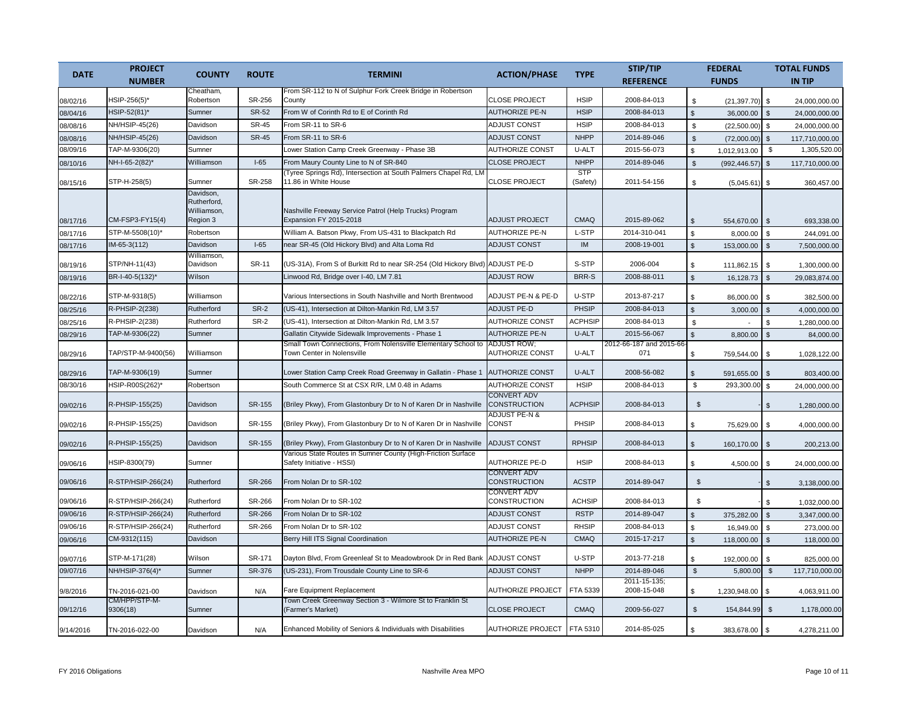| DATE | PROJECT NUMBER | COUNTY | ROUTE | TERMINI | ACTION/PHASE | TYPE | STIP/TIP REFERENCE | FEDERAL FUNDS | TOTAL FUNDS IN TIP |
|---|---|---|---|---|---|---|---|---|---|
| 08/02/16 | HSIP-256(5)* | Cheatham, Robertson | SR-256 | From SR-112 to N of Sulphur Fork Creek Bridge in Robertson County | CLOSE PROJECT | HSIP | 2008-84-013 | $ (21,397.70) | $ 24,000,000.00 |
| 08/04/16 | HSIP-52(81)* | Sumner | SR-52 | From W of Corinth Rd to E of Corinth Rd | AUTHORIZE PE-N | HSIP | 2008-84-013 | $ 36,000.00 | $ 24,000,000.00 |
| 08/08/16 | NH/HSIP-45(26) | Davidson | SR-45 | From SR-11 to SR-6 | ADJUST CONST | HSIP | 2008-84-013 | $ (22,500.00) | $ 24,000,000.00 |
| 08/08/16 | NH/HSIP-45(26) | Davidson | SR-45 | From SR-11 to SR-6 | ADJUST CONST | NHPP | 2014-89-046 | $ (72,000.00) | $ 117,710,000.00 |
| 08/09/16 | TAP-M-9306(20) | Sumner | | Lower Station Camp Creek Greenway - Phase 3B | AUTHORIZE CONST | U-ALT | 2015-56-073 | $ 1,012,913.00 | $ 1,305,520.00 |
| 08/10/16 | NH-I-65-2(82)* | Williamson | I-65 | From Maury County Line to N of SR-840 | CLOSE PROJECT | NHPP | 2014-89-046 | $ (992,446.57) | $ 117,710,000.00 |
| 08/15/16 | STP-H-258(5) | Sumner | SR-258 | (Tyree Springs Rd), Intersection at South Palmers Chapel Rd, LM 11.86 in White House | CLOSE PROJECT | STP (Safety) | 2011-54-156 | $ (5,045.61) | $ 360,457.00 |
| 08/17/16 | CM-FSP3-FY15(4) | Davidson, Rutherford, Williamson, Region 3 | | Nashville Freeway Service Patrol (Help Trucks) Program Expansion FY 2015-2018 | ADJUST PROJECT | CMAQ | 2015-89-062 | $ 554,670.00 | $ 693,338.00 |
| 08/17/16 | STP-M-5508(10)* | Robertson | | William A. Batson Pkwy, From US-431 to Blackpatch Rd | AUTHORIZE PE-N | L-STP | 2014-310-041 | $ 8,000.00 | $ 244,091.00 |
| 08/17/16 | IM-65-3(112) | Davidson | I-65 | near SR-45 (Old Hickory Blvd) and Alta Loma Rd | ADJUST CONST | IM | 2008-19-001 | $ 153,000.00 | $ 7,500,000.00 |
| 08/19/16 | STP/NH-11(43) | Williamson, Davidson | SR-11 | (US-31A), From S of Burkitt Rd to near SR-254 (Old Hickory Blvd) | ADJUST PE-D | S-STP | 2006-004 | $ 111,862.15 | $ 1,300,000.00 |
| 08/19/16 | BR-I-40-5(132)* | Wilson | | Linwood Rd, Bridge over I-40, LM 7.81 | ADJUST ROW | BRR-S | 2008-88-011 | $ 16,128.73 | $ 29,083,874.00 |
| 08/22/16 | STP-M-9318(5) | Williamson | | Various Intersections in South Nashville and North Brentwood | ADJUST PE-N & PE-D | U-STP | 2013-87-217 | $ 86,000.00 | $ 382,500.00 |
| 08/25/16 | R-PHSIP-2(238) | Rutherford | SR-2 | (US-41), Intersection at Dilton-Mankin Rd, LM 3.57 | ADJUST PE-D | PHSIP | 2008-84-013 | $ 3,000.00 | $ 4,000,000.00 |
| 08/25/16 | R-PHSIP-2(238) | Rutherford | SR-2 | (US-41), Intersection at Dilton-Mankin Rd, LM 3.57 | AUTHORIZE CONST | ACPHSIP | 2008-84-013 | $ - | $ 1,280,000.00 |
| 08/29/16 | TAP-M-9306(22) | Sumner | | Gallatin Citywide Sidewalk Improvements - Phase 1 | AUTHORIZE PE-N | U-ALT | 2015-56-067 | $ 8,800.00 | $ 84,000.00 |
| 08/29/16 | TAP/STP-M-9400(56) | Williamson | | Small Town Connections, From Nolensville Elementary School to Town Center in Nolensville | ADJUST ROW; AUTHORIZE CONST | U-ALT | 2012-66-187 and 2015-66-071 | $ 759,544.00 | $ 1,028,122.00 |
| 08/29/16 | TAP-M-9306(19) | Sumner | | Lower Station Camp Creek Road Greenway in Gallatin - Phase 1 | AUTHORIZE CONST | U-ALT | 2008-56-082 | $ 591,655.00 | $ 803,400.00 |
| 08/30/16 | HSIP-R00S(262)* | Robertson | | South Commerce St at CSX R/R, LM 0.48 in Adams | AUTHORIZE CONST | HSIP | 2008-84-013 | $ 293,300.00 | $ 24,000,000.00 |
| 09/02/16 | R-PHSIP-155(25) | Davidson | SR-155 | (Briley Pkwy), From Glastonbury Dr to N of Karen Dr in Nashville | CONVERT ADV CONSTRUCTION | ACPHSIP | 2008-84-013 | $ - | $ 1,280,000.00 |
| 09/02/16 | R-PHSIP-155(25) | Davidson | SR-155 | (Briley Pkwy), From Glastonbury Dr to N of Karen Dr in Nashville | ADJUST PE-N & CONST | PHSIP | 2008-84-013 | $ 75,629.00 | $ 4,000,000.00 |
| 09/02/16 | R-PHSIP-155(25) | Davidson | SR-155 | (Briley Pkwy), From Glastonbury Dr to N of Karen Dr in Nashville | ADJUST CONST | RPHSIP | 2008-84-013 | $ 160,170.00 | $ 200,213.00 |
| 09/06/16 | HSIP-8300(79) | Sumner | | Various State Routes in Sumner County (High-Friction Surface Safety Initiative - HSSI) | AUTHORIZE PE-D | HSIP | 2008-84-013 | $ 4,500.00 | $ 24,000,000.00 |
| 09/06/16 | R-STP/HSIP-266(24) | Rutherford | SR-266 | From Nolan Dr to SR-102 | CONVERT ADV CONSTRUCTION | ACSTP | 2014-89-047 | $ - | $ 3,138,000.00 |
| 09/06/16 | R-STP/HSIP-266(24) | Rutherford | SR-266 | From Nolan Dr to SR-102 | CONVERT ADV CONSTRUCTION | ACHSIP | 2008-84-013 | $ - | $ 1,032,000.00 |
| 09/06/16 | R-STP/HSIP-266(24) | Rutherford | SR-266 | From Nolan Dr to SR-102 | ADJUST CONST | RSTP | 2014-89-047 | $ 375,282.00 | $ 3,347,000.00 |
| 09/06/16 | R-STP/HSIP-266(24) | Rutherford | SR-266 | From Nolan Dr to SR-102 | ADJUST CONST | RHSIP | 2008-84-013 | $ 16,949.00 | $ 273,000.00 |
| 09/06/16 | CM-9312(115) | Davidson | | Berry Hill ITS Signal Coordination | AUTHORIZE PE-N | CMAQ | 2015-17-217 | $ 118,000.00 | $ 118,000.00 |
| 09/07/16 | STP-M-171(28) | Wilson | SR-171 | Dayton Blvd, From Greenleaf St to Meadowbrook Dr in Red Bank | ADJUST CONST | U-STP | 2013-77-218 | $ 192,000.00 | $ 825,000.00 |
| 09/07/16 | NH/HSIP-376(4)* | Sumner | SR-376 | (US-231), From Trousdale County Line to SR-6 | ADJUST CONST | NHPP | 2014-89-046 | $ 5,800.00 | $ 117,710,000.00 |
| 9/8/2016 | TN-2016-021-00 | Davidson | N/A | Fare Equipment Replacement | AUTHORIZE PROJECT | FTA 5339 | 2011-15-135; 2008-15-048 | $ 1,230,948.00 | $ 4,063,911.00 |
| 09/12/16 | CM/HPP/STP-M-9306(18) | Sumner | | Town Creek Greenway Section 3 - Wilmore St to Franklin St (Farmer's Market) | CLOSE PROJECT | CMAQ | 2009-56-027 | $ 154,844.99 | $ 1,178,000.00 |
| 9/14/2016 | TN-2016-022-00 | Davidson | N/A | Enhanced Mobility of Seniors & Individuals with Disabilities | AUTHORIZE PROJECT | FTA 5310 | 2014-85-025 | $ 383,678.00 | $ 4,278,211.00 |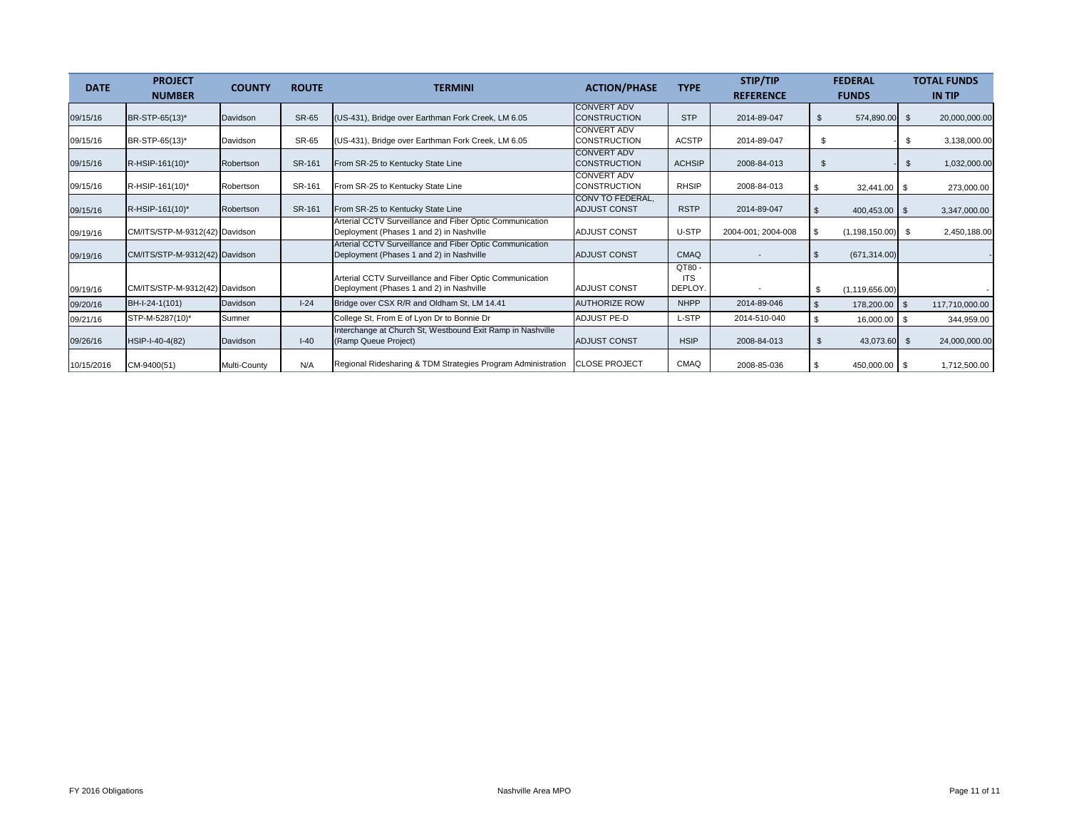| DATE | PROJECT NUMBER | COUNTY | ROUTE | TERMINI | ACTION/PHASE | TYPE | STIP/TIP REFERENCE | FEDERAL FUNDS | TOTAL FUNDS IN TIP |
|---|---|---|---|---|---|---|---|---|---|
| 09/15/16 | BR-STP-65(13)* | Davidson | SR-65 | (US-431), Bridge over Earthman Fork Creek, LM 6.05 | CONVERT ADV CONSTRUCTION | STP | 2014-89-047 | $ 574,890.00 | $ 20,000,000.00 |
| 09/15/16 | BR-STP-65(13)* | Davidson | SR-65 | (US-431), Bridge over Earthman Fork Creek, LM 6.05 | CONVERT ADV CONSTRUCTION | ACSTP | 2014-89-047 | $ - | $ 3,138,000.00 |
| 09/15/16 | R-HSIP-161(10)* | Robertson | SR-161 | From SR-25 to Kentucky State Line | CONVERT ADV CONSTRUCTION | ACHSIP | 2008-84-013 | $ - | $ 1,032,000.00 |
| 09/15/16 | R-HSIP-161(10)* | Robertson | SR-161 | From SR-25 to Kentucky State Line | CONVERT ADV CONSTRUCTION | RHSIP | 2008-84-013 | $ 32,441.00 | $ 273,000.00 |
| 09/15/16 | R-HSIP-161(10)* | Robertson | SR-161 | From SR-25 to Kentucky State Line | CONV TO FEDERAL, ADJUST CONST | RSTP | 2014-89-047 | $ 400,453.00 | $ 3,347,000.00 |
| 09/19/16 | CM/ITS/STP-M-9312(42) | Davidson | | Arterial CCTV Surveillance and Fiber Optic Communication Deployment (Phases 1 and 2) in Nashville | ADJUST CONST | U-STP | 2004-001; 2004-008 | $ (1,198,150.00) | $ 2,450,188.00 |
| 09/19/16 | CM/ITS/STP-M-9312(42) | Davidson | | Arterial CCTV Surveillance and Fiber Optic Communication Deployment (Phases 1 and 2) in Nashville | ADJUST CONST | CMAQ | - | $ (671,314.00) | - |
| 09/19/16 | CM/ITS/STP-M-9312(42) | Davidson | | Arterial CCTV Surveillance and Fiber Optic Communication Deployment (Phases 1 and 2) in Nashville | ADJUST CONST | QT80 - ITS DEPLOY. | - | $ (1,119,656.00) | - |
| 09/20/16 | BH-I-24-1(101) | Davidson | I-24 | Bridge over CSX R/R and Oldham St, LM 14.41 | AUTHORIZE ROW | NHPP | 2014-89-046 | $ 178,200.00 | $ 117,710,000.00 |
| 09/21/16 | STP-M-5287(10)* | Sumner | | College St, From E of Lyon Dr to Bonnie Dr | ADJUST PE-D | L-STP | 2014-510-040 | $ 16,000.00 | $ 344,959.00 |
| 09/26/16 | HSIP-I-40-4(82) | Davidson | I-40 | Interchange at Church St, Westbound Exit Ramp in Nashville (Ramp Queue Project) | ADJUST CONST | HSIP | 2008-84-013 | $ 43,073.60 | $ 24,000,000.00 |
| 10/15/2016 | CM-9400(51) | Multi-County | N/A | Regional Ridesharing & TDM Strategies Program Administration | CLOSE PROJECT | CMAQ | 2008-85-036 | $ 450,000.00 | $ 1,712,500.00 |